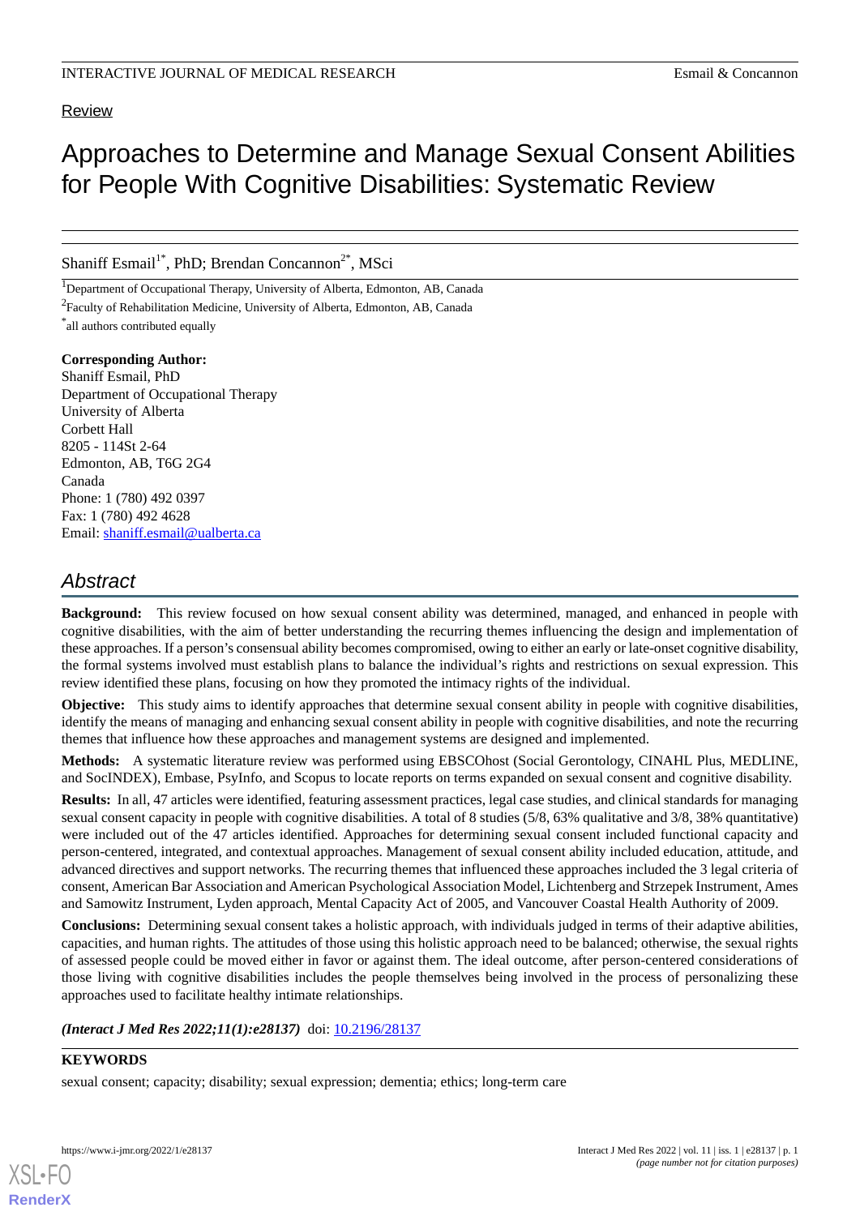Review

# Approaches to Determine and Manage Sexual Consent Abilities for People With Cognitive Disabilities: Systematic Review

Shaniff Esmail[1*], PhD; Brendan Concannon[2*], MSci

[1]Department of Occupational Therapy, University of Alberta, Edmonton, AB, Canada

[2]Faculty of Rehabilitation Medicine, University of Alberta, Edmonton, AB, Canada

[*]all authors contributed equally

**Corresponding Author:**
Shaniff Esmail, PhD
Department of Occupational Therapy
University of Alberta
Corbett Hall
8205 - 114St 2-64
Edmonton, AB, T6G 2G4
Canada
Phone: 1 (780) 492 0397
Fax: 1 (780) 492 4628
Email: shaniff.esmail@ualberta.ca

## Abstract

**Background:** This review focused on how sexual consent ability was determined, managed, and enhanced in people with cognitive disabilities, with the aim of better understanding the recurring themes influencing the design and implementation of these approaches. If a person's consensual ability becomes compromised, owing to either an early or late-onset cognitive disability, the formal systems involved must establish plans to balance the individual's rights and restrictions on sexual expression. This review identified these plans, focusing on how they promoted the intimacy rights of the individual.

**Objective:** This study aims to identify approaches that determine sexual consent ability in people with cognitive disabilities, identify the means of managing and enhancing sexual consent ability in people with cognitive disabilities, and note the recurring themes that influence how these approaches and management systems are designed and implemented.

**Methods:** A systematic literature review was performed using EBSCOhost (Social Gerontology, CINAHL Plus, MEDLINE, and SocINDEX), Embase, PsyInfo, and Scopus to locate reports on terms expanded on sexual consent and cognitive disability.

**Results:** In all, 47 articles were identified, featuring assessment practices, legal case studies, and clinical standards for managing sexual consent capacity in people with cognitive disabilities. A total of 8 studies (5/8, 63% qualitative and 3/8, 38% quantitative) were included out of the 47 articles identified. Approaches for determining sexual consent included functional capacity and person-centered, integrated, and contextual approaches. Management of sexual consent ability included education, attitude, and advanced directives and support networks. The recurring themes that influenced these approaches included the 3 legal criteria of consent, American Bar Association and American Psychological Association Model, Lichtenberg and Strzepek Instrument, Ames and Samowitz Instrument, Lyden approach, Mental Capacity Act of 2005, and Vancouver Coastal Health Authority of 2009.

**Conclusions:** Determining sexual consent takes a holistic approach, with individuals judged in terms of their adaptive abilities, capacities, and human rights. The attitudes of those using this holistic approach need to be balanced; otherwise, the sexual rights of assessed people could be moved either in favor or against them. The ideal outcome, after person-centered considerations of those living with cognitive disabilities includes the people themselves being involved in the process of personalizing these approaches used to facilitate healthy intimate relationships.

***(Interact J Med Res 2022;11(1):e28137)*** doi: 10.2196/28137

**KEYWORDS**

sexual consent; capacity; disability; sexual expression; dementia; ethics; long-term care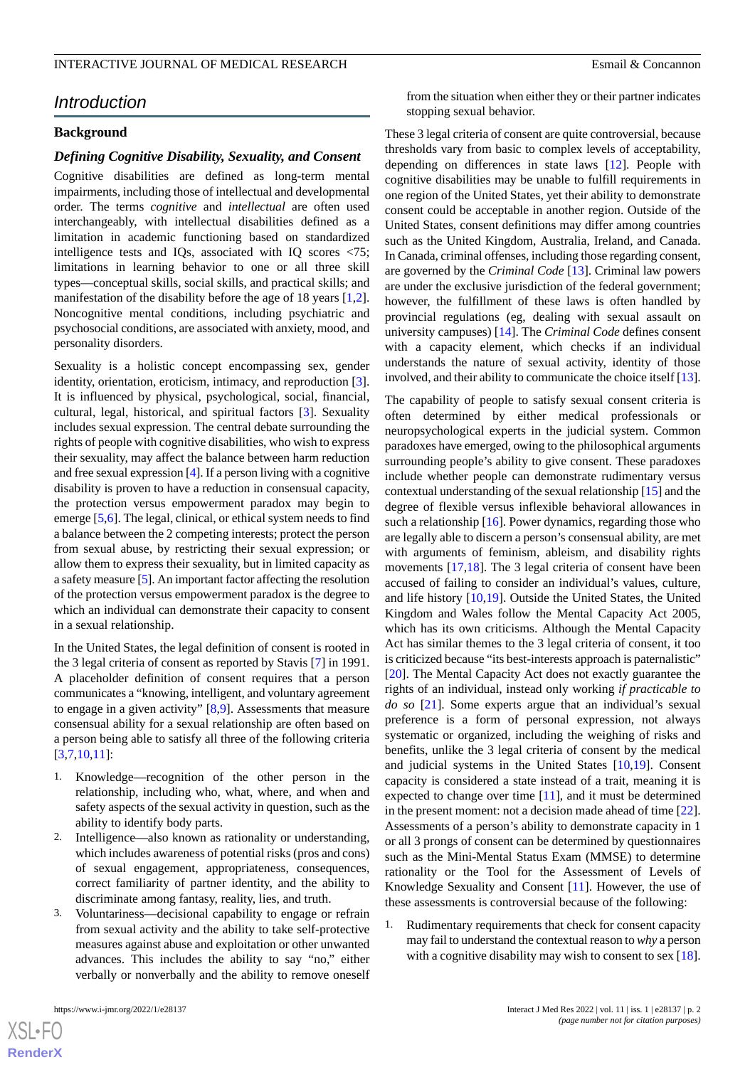## Introduction

### Background

#### *Defining Cognitive Disability, Sexuality, and Consent*

Cognitive disabilities are defined as long-term mental impairments, including those of intellectual and developmental order. The terms *cognitive* and *intellectual* are often used interchangeably, with intellectual disabilities defined as a limitation in academic functioning based on standardized intelligence tests and IQs, associated with IQ scores <75; limitations in learning behavior to one or all three skill types—conceptual skills, social skills, and practical skills; and manifestation of the disability before the age of 18 years [1,2]. Noncognitive mental conditions, including psychiatric and psychosocial conditions, are associated with anxiety, mood, and personality disorders.

Sexuality is a holistic concept encompassing sex, gender identity, orientation, eroticism, intimacy, and reproduction [3]. It is influenced by physical, psychological, social, financial, cultural, legal, historical, and spiritual factors [3]. Sexuality includes sexual expression. The central debate surrounding the rights of people with cognitive disabilities, who wish to express their sexuality, may affect the balance between harm reduction and free sexual expression [4]. If a person living with a cognitive disability is proven to have a reduction in consensual capacity, the protection versus empowerment paradox may begin to emerge [5,6]. The legal, clinical, or ethical system needs to find a balance between the 2 competing interests; protect the person from sexual abuse, by restricting their sexual expression; or allow them to express their sexuality, but in limited capacity as a safety measure [5]. An important factor affecting the resolution of the protection versus empowerment paradox is the degree to which an individual can demonstrate their capacity to consent in a sexual relationship.

In the United States, the legal definition of consent is rooted in the 3 legal criteria of consent as reported by Stavis [7] in 1991. A placeholder definition of consent requires that a person communicates a "knowing, intelligent, and voluntary agreement to engage in a given activity" [8,9]. Assessments that measure consensual ability for a sexual relationship are often based on a person being able to satisfy all three of the following criteria [3,7,10,11]:

1. Knowledge—recognition of the other person in the relationship, including who, what, where, and when and safety aspects of the sexual activity in question, such as the ability to identify body parts.
2. Intelligence—also known as rationality or understanding, which includes awareness of potential risks (pros and cons) of sexual engagement, appropriateness, consequences, correct familiarity of partner identity, and the ability to discriminate among fantasy, reality, lies, and truth.
3. Voluntariness—decisional capability to engage or refrain from sexual activity and the ability to take self-protective measures against abuse and exploitation or other unwanted advances. This includes the ability to say "no," either verbally or nonverbally and the ability to remove oneself from the situation when either they or their partner indicates stopping sexual behavior.

These 3 legal criteria of consent are quite controversial, because thresholds vary from basic to complex levels of acceptability, depending on differences in state laws [12]. People with cognitive disabilities may be unable to fulfill requirements in one region of the United States, yet their ability to demonstrate consent could be acceptable in another region. Outside of the United States, consent definitions may differ among countries such as the United Kingdom, Australia, Ireland, and Canada. In Canada, criminal offenses, including those regarding consent, are governed by the *Criminal Code* [13]. Criminal law powers are under the exclusive jurisdiction of the federal government; however, the fulfillment of these laws is often handled by provincial regulations (eg, dealing with sexual assault on university campuses) [14]. The *Criminal Code* defines consent with a capacity element, which checks if an individual understands the nature of sexual activity, identity of those involved, and their ability to communicate the choice itself [13].

The capability of people to satisfy sexual consent criteria is often determined by either medical professionals or neuropsychological experts in the judicial system. Common paradoxes have emerged, owing to the philosophical arguments surrounding people's ability to give consent. These paradoxes include whether people can demonstrate rudimentary versus contextual understanding of the sexual relationship [15] and the degree of flexible versus inflexible behavioral allowances in such a relationship [16]. Power dynamics, regarding those who are legally able to discern a person's consensual ability, are met with arguments of feminism, ableism, and disability rights movements [17,18]. The 3 legal criteria of consent have been accused of failing to consider an individual's values, culture, and life history [10,19]. Outside the United States, the United Kingdom and Wales follow the Mental Capacity Act 2005, which has its own criticisms. Although the Mental Capacity Act has similar themes to the 3 legal criteria of consent, it too is criticized because "its best-interests approach is paternalistic" [20]. The Mental Capacity Act does not exactly guarantee the rights of an individual, instead only working *if practicable to do so* [21]. Some experts argue that an individual's sexual preference is a form of personal expression, not always systematic or organized, including the weighing of risks and benefits, unlike the 3 legal criteria of consent by the medical and judicial systems in the United States [10,19]. Consent capacity is considered a state instead of a trait, meaning it is expected to change over time [11], and it must be determined in the present moment: not a decision made ahead of time [22]. Assessments of a person's ability to demonstrate capacity in 1 or all 3 prongs of consent can be determined by questionnaires such as the Mini-Mental Status Exam (MMSE) to determine rationality or the Tool for the Assessment of Levels of Knowledge Sexuality and Consent [11]. However, the use of these assessments is controversial because of the following:

1. Rudimentary requirements that check for consent capacity may fail to understand the contextual reason to *why* a person with a cognitive disability may wish to consent to sex [18].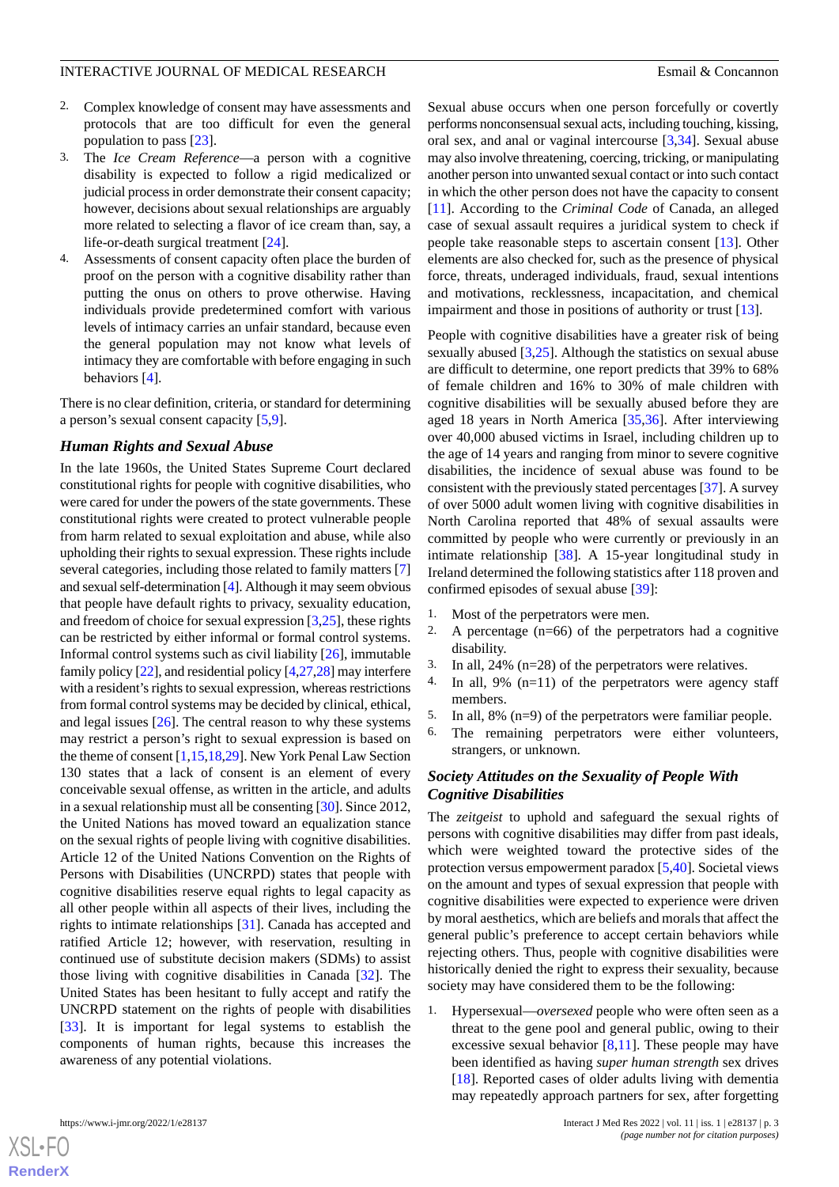2. Complex knowledge of consent may have assessments and protocols that are too difficult for even the general population to pass [23].
3. The *Ice Cream Reference*—a person with a cognitive disability is expected to follow a rigid medicalized or judicial process in order demonstrate their consent capacity; however, decisions about sexual relationships are arguably more related to selecting a flavor of ice cream than, say, a life-or-death surgical treatment [24].
4. Assessments of consent capacity often place the burden of proof on the person with a cognitive disability rather than putting the onus on others to prove otherwise. Having individuals provide predetermined comfort with various levels of intimacy carries an unfair standard, because even the general population may not know what levels of intimacy they are comfortable with before engaging in such behaviors [4].

There is no clear definition, criteria, or standard for determining a person's sexual consent capacity [5,9].

### *Human Rights and Sexual Abuse*

In the late 1960s, the United States Supreme Court declared constitutional rights for people with cognitive disabilities, who were cared for under the powers of the state governments. These constitutional rights were created to protect vulnerable people from harm related to sexual exploitation and abuse, while also upholding their rights to sexual expression. These rights include several categories, including those related to family matters [7] and sexual self-determination [4]. Although it may seem obvious that people have default rights to privacy, sexuality education, and freedom of choice for sexual expression [3,25], these rights can be restricted by either informal or formal control systems. Informal control systems such as civil liability [26], immutable family policy [22], and residential policy [4,27,28] may interfere with a resident's rights to sexual expression, whereas restrictions from formal control systems may be decided by clinical, ethical, and legal issues [26]. The central reason to why these systems may restrict a person's right to sexual expression is based on the theme of consent [1,15,18,29]. New York Penal Law Section 130 states that a lack of consent is an element of every conceivable sexual offense, as written in the article, and adults in a sexual relationship must all be consenting [30]. Since 2012, the United Nations has moved toward an equalization stance on the sexual rights of people living with cognitive disabilities. Article 12 of the United Nations Convention on the Rights of Persons with Disabilities (UNCRPD) states that people with cognitive disabilities reserve equal rights to legal capacity as all other people within all aspects of their lives, including the rights to intimate relationships [31]. Canada has accepted and ratified Article 12; however, with reservation, resulting in continued use of substitute decision makers (SDMs) to assist those living with cognitive disabilities in Canada [32]. The United States has been hesitant to fully accept and ratify the UNCRPD statement on the rights of people with disabilities [33]. It is important for legal systems to establish the components of human rights, because this increases the awareness of any potential violations.

Sexual abuse occurs when one person forcefully or covertly performs nonconsensual sexual acts, including touching, kissing, oral sex, and anal or vaginal intercourse [3,34]. Sexual abuse may also involve threatening, coercing, tricking, or manipulating another person into unwanted sexual contact or into such contact in which the other person does not have the capacity to consent [11]. According to the *Criminal Code* of Canada, an alleged case of sexual assault requires a juridical system to check if people take reasonable steps to ascertain consent [13]. Other elements are also checked for, such as the presence of physical force, threats, underaged individuals, fraud, sexual intentions and motivations, recklessness, incapacitation, and chemical impairment and those in positions of authority or trust [13].

People with cognitive disabilities have a greater risk of being sexually abused [3,25]. Although the statistics on sexual abuse are difficult to determine, one report predicts that 39% to 68% of female children and 16% to 30% of male children with cognitive disabilities will be sexually abused before they are aged 18 years in North America [35,36]. After interviewing over 40,000 abused victims in Israel, including children up to the age of 14 years and ranging from minor to severe cognitive disabilities, the incidence of sexual abuse was found to be consistent with the previously stated percentages [37]. A survey of over 5000 adult women living with cognitive disabilities in North Carolina reported that 48% of sexual assaults were committed by people who were currently or previously in an intimate relationship [38]. A 15-year longitudinal study in Ireland determined the following statistics after 118 proven and confirmed episodes of sexual abuse [39]:

1. Most of the perpetrators were men.
2. A percentage (n=66) of the perpetrators had a cognitive disability.
3. In all, 24% (n=28) of the perpetrators were relatives.
4. In all, 9% (n=11) of the perpetrators were agency staff members.
5. In all, 8% (n=9) of the perpetrators were familiar people.
6. The remaining perpetrators were either volunteers, strangers, or unknown.

### *Society Attitudes on the Sexuality of People With Cognitive Disabilities*

The *zeitgeist* to uphold and safeguard the sexual rights of persons with cognitive disabilities may differ from past ideals, which were weighted toward the protective sides of the protection versus empowerment paradox [5,40]. Societal views on the amount and types of sexual expression that people with cognitive disabilities were expected to experience were driven by moral aesthetics, which are beliefs and morals that affect the general public's preference to accept certain behaviors while rejecting others. Thus, people with cognitive disabilities were historically denied the right to express their sexuality, because society may have considered them to be the following:

1. Hypersexual—*oversexed* people who were often seen as a threat to the gene pool and general public, owing to their excessive sexual behavior [8,11]. These people may have been identified as having *super human strength* sex drives [18]. Reported cases of older adults living with dementia may repeatedly approach partners for sex, after forgetting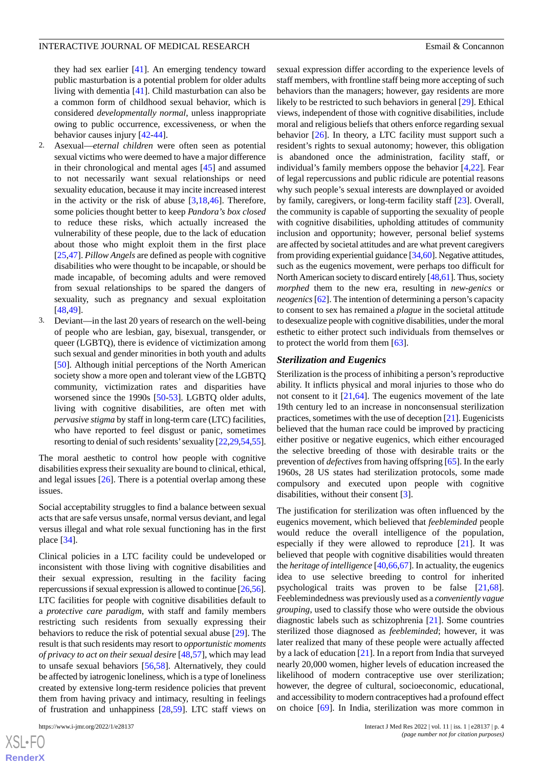they had sex earlier [41]. An emerging tendency toward public masturbation is a potential problem for older adults living with dementia [41]. Child masturbation can also be a common form of childhood sexual behavior, which is considered *developmentally normal*, unless inappropriate owing to public occurrence, excessiveness, or when the behavior causes injury [42-44].

2. Asexual—*eternal children* were often seen as potential sexual victims who were deemed to have a major difference in their chronological and mental ages [45] and assumed to not necessarily want sexual relationships or need sexuality education, because it may incite increased interest in the activity or the risk of abuse [3,18,46]. Therefore, some policies thought better to keep *Pandora's box closed* to reduce these risks, which actually increased the vulnerability of these people, due to the lack of education about those who might exploit them in the first place [25,47]. *Pillow Angels* are defined as people with cognitive disabilities who were thought to be incapable, or should be made incapable, of becoming adults and were removed from sexual relationships to be spared the dangers of sexuality, such as pregnancy and sexual exploitation [48,49].
3. Deviant—in the last 20 years of research on the well-being of people who are lesbian, gay, bisexual, transgender, or queer (LGBTQ), there is evidence of victimization among such sexual and gender minorities in both youth and adults [50]. Although initial perceptions of the North American society show a more open and tolerant view of the LGBTQ community, victimization rates and disparities have worsened since the 1990s [50-53]. LGBTQ older adults, living with cognitive disabilities, are often met with *pervasive stigma* by staff in long-term care (LTC) facilities, who have reported to feel disgust or panic, sometimes resorting to denial of such residents' sexuality [22,29,54,55].

The moral aesthetic to control how people with cognitive disabilities express their sexuality are bound to clinical, ethical, and legal issues [26]. There is a potential overlap among these issues.

Social acceptability struggles to find a balance between sexual acts that are safe versus unsafe, normal versus deviant, and legal versus illegal and what role sexual functioning has in the first place [34].

Clinical policies in a LTC facility could be undeveloped or inconsistent with those living with cognitive disabilities and their sexual expression, resulting in the facility facing repercussions if sexual expression is allowed to continue [26,56]. LTC facilities for people with cognitive disabilities default to a *protective care paradigm*, with staff and family members restricting such residents from sexually expressing their behaviors to reduce the risk of potential sexual abuse [29]. The result is that such residents may resort to *opportunistic moments of privacy to act on their sexual desire* [48,57], which may lead to unsafe sexual behaviors [56,58]. Alternatively, they could be affected by iatrogenic loneliness, which is a type of loneliness created by extensive long-term residence policies that prevent them from having privacy and intimacy, resulting in feelings of frustration and unhappiness [28,59]. LTC staff views on sexual expression differ according to the experience levels of staff members, with frontline staff being more accepting of such behaviors than the managers; however, gay residents are more likely to be restricted to such behaviors in general [29]. Ethical views, independent of those with cognitive disabilities, include moral and religious beliefs that others enforce regarding sexual behavior [26]. In theory, a LTC facility must support such a resident's rights to sexual autonomy; however, this obligation is abandoned once the administration, facility staff, or individual's family members oppose the behavior [4,22]. Fear of legal repercussions and public ridicule are potential reasons why such people's sexual interests are downplayed or avoided by family, caregivers, or long-term facility staff [23]. Overall, the community is capable of supporting the sexuality of people with cognitive disabilities, upholding attitudes of community inclusion and opportunity; however, personal belief systems are affected by societal attitudes and are what prevent caregivers from providing experiential guidance [34,60]. Negative attitudes, such as the eugenics movement, were perhaps too difficult for North American society to discard entirely [48,61]. Thus, society *morphed* them to the new era, resulting in *new-genics* or *neogenics* [62]. The intention of determining a person's capacity to consent to sex has remained a *plague* in the societal attitude to desexualize people with cognitive disabilities, under the moral esthetic to either protect such individuals from themselves or to protect the world from them [63].

### Sterilization and Eugenics

Sterilization is the process of inhibiting a person's reproductive ability. It inflicts physical and moral injuries to those who do not consent to it [21,64]. The eugenics movement of the late 19th century led to an increase in nonconsensual sterilization practices, sometimes with the use of deception [21]. Eugenicists believed that the human race could be improved by practicing either positive or negative eugenics, which either encouraged the selective breeding of those with desirable traits or the prevention of *defectives* from having offspring [65]. In the early 1960s, 28 US states had sterilization protocols, some made compulsory and executed upon people with cognitive disabilities, without their consent [3].

The justification for sterilization was often influenced by the eugenics movement, which believed that *feebleminded* people would reduce the overall intelligence of the population, especially if they were allowed to reproduce [21]. It was believed that people with cognitive disabilities would threaten the *heritage of intelligence* [40,66,67]. In actuality, the eugenics idea to use selective breeding to control for inherited psychological traits was proven to be false [21,68]. Feeblemindedness was previously used as a *conveniently vague grouping*, used to classify those who were outside the obvious diagnostic labels such as schizophrenia [21]. Some countries sterilized those diagnosed as *feebleminded*; however, it was later realized that many of these people were actually affected by a lack of education [21]. In a report from India that surveyed nearly 20,000 women, higher levels of education increased the likelihood of modern contraceptive use over sterilization; however, the degree of cultural, socioeconomic, educational, and accessibility to modern contraceptives had a profound effect on choice [69]. In India, sterilization was more common in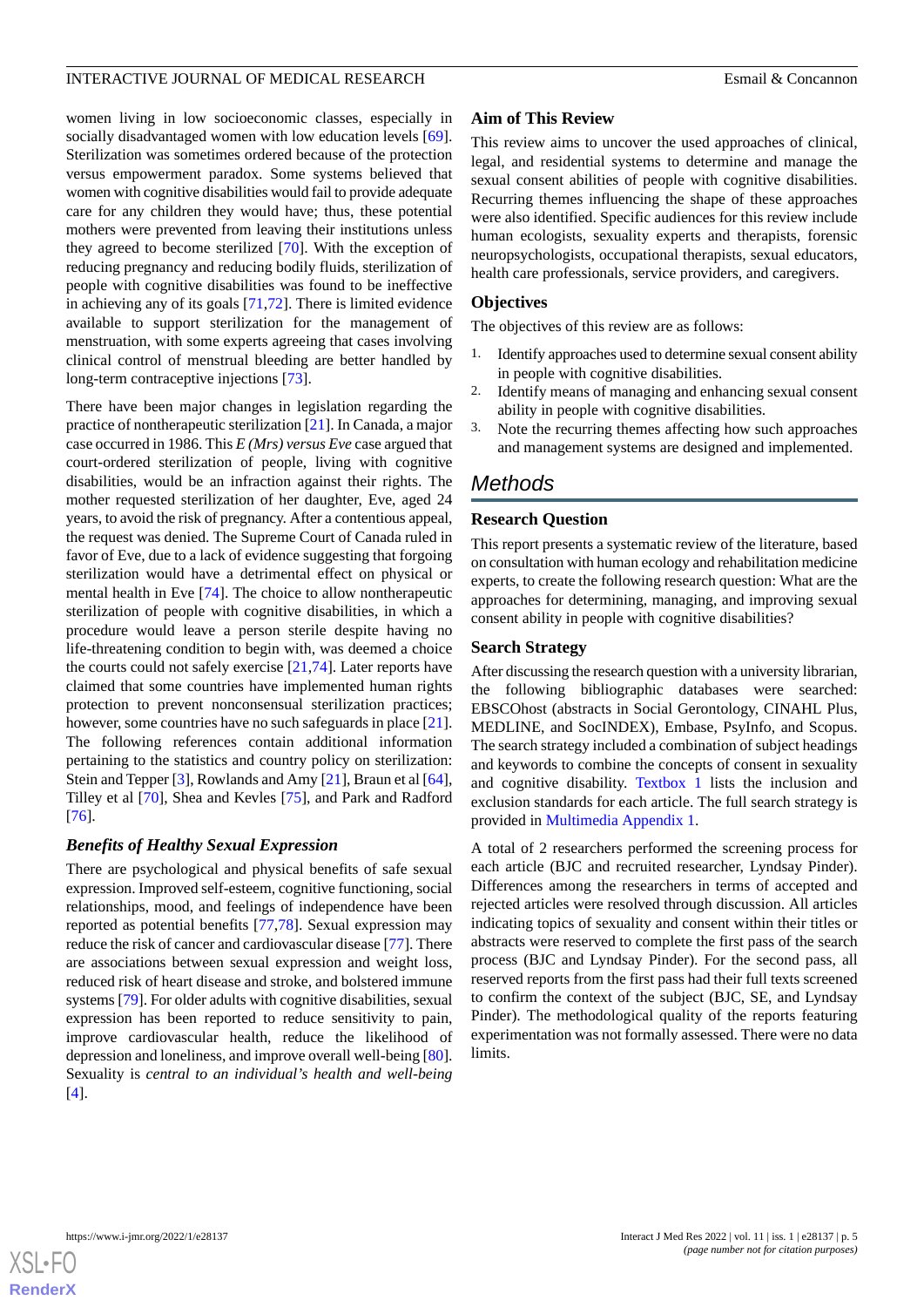women living in low socioeconomic classes, especially in socially disadvantaged women with low education levels [69]. Sterilization was sometimes ordered because of the protection versus empowerment paradox. Some systems believed that women with cognitive disabilities would fail to provide adequate care for any children they would have; thus, these potential mothers were prevented from leaving their institutions unless they agreed to become sterilized [70]. With the exception of reducing pregnancy and reducing bodily fluids, sterilization of people with cognitive disabilities was found to be ineffective in achieving any of its goals [71,72]. There is limited evidence available to support sterilization for the management of menstruation, with some experts agreeing that cases involving clinical control of menstrual bleeding are better handled by long-term contraceptive injections [73].

There have been major changes in legislation regarding the practice of nontherapeutic sterilization [21]. In Canada, a major case occurred in 1986. This *E (Mrs) versus Eve* case argued that court-ordered sterilization of people, living with cognitive disabilities, would be an infraction against their rights. The mother requested sterilization of her daughter, Eve, aged 24 years, to avoid the risk of pregnancy. After a contentious appeal, the request was denied. The Supreme Court of Canada ruled in favor of Eve, due to a lack of evidence suggesting that forgoing sterilization would have a detrimental effect on physical or mental health in Eve [74]. The choice to allow nontherapeutic sterilization of people with cognitive disabilities, in which a procedure would leave a person sterile despite having no life-threatening condition to begin with, was deemed a choice the courts could not safely exercise [21,74]. Later reports have claimed that some countries have implemented human rights protection to prevent nonconsensual sterilization practices; however, some countries have no such safeguards in place [21]. The following references contain additional information pertaining to the statistics and country policy on sterilization: Stein and Tepper [3], Rowlands and Amy [21], Braun et al [64], Tilley et al [70], Shea and Kevles [75], and Park and Radford [76].

### *Benefits of Healthy Sexual Expression*

There are psychological and physical benefits of safe sexual expression. Improved self-esteem, cognitive functioning, social relationships, mood, and feelings of independence have been reported as potential benefits [77,78]. Sexual expression may reduce the risk of cancer and cardiovascular disease [77]. There are associations between sexual expression and weight loss, reduced risk of heart disease and stroke, and bolstered immune systems [79]. For older adults with cognitive disabilities, sexual expression has been reported to reduce sensitivity to pain, improve cardiovascular health, reduce the likelihood of depression and loneliness, and improve overall well-being [80]. Sexuality is *central to an individual's health and well-being* [4].

### Aim of This Review

This review aims to uncover the used approaches of clinical, legal, and residential systems to determine and manage the sexual consent abilities of people with cognitive disabilities. Recurring themes influencing the shape of these approaches were also identified. Specific audiences for this review include human ecologists, sexuality experts and therapists, forensic neuropsychologists, occupational therapists, sexual educators, health care professionals, service providers, and caregivers.

### Objectives

The objectives of this review are as follows:

1. Identify approaches used to determine sexual consent ability in people with cognitive disabilities.
2. Identify means of managing and enhancing sexual consent ability in people with cognitive disabilities.
3. Note the recurring themes affecting how such approaches and management systems are designed and implemented.

## *Methods*

### Research Question

This report presents a systematic review of the literature, based on consultation with human ecology and rehabilitation medicine experts, to create the following research question: What are the approaches for determining, managing, and improving sexual consent ability in people with cognitive disabilities?

### Search Strategy

After discussing the research question with a university librarian, the following bibliographic databases were searched: EBSCOhost (abstracts in Social Gerontology, CINAHL Plus, MEDLINE, and SocINDEX), Embase, PsyInfo, and Scopus. The search strategy included a combination of subject headings and keywords to combine the concepts of consent in sexuality and cognitive disability. Textbox 1 lists the inclusion and exclusion standards for each article. The full search strategy is provided in Multimedia Appendix 1.

A total of 2 researchers performed the screening process for each article (BJC and recruited researcher, Lyndsay Pinder). Differences among the researchers in terms of accepted and rejected articles were resolved through discussion. All articles indicating topics of sexuality and consent within their titles or abstracts were reserved to complete the first pass of the search process (BJC and Lyndsay Pinder). For the second pass, all reserved reports from the first pass had their full texts screened to confirm the context of the subject (BJC, SE, and Lyndsay Pinder). The methodological quality of the reports featuring experimentation was not formally assessed. There were no data limits.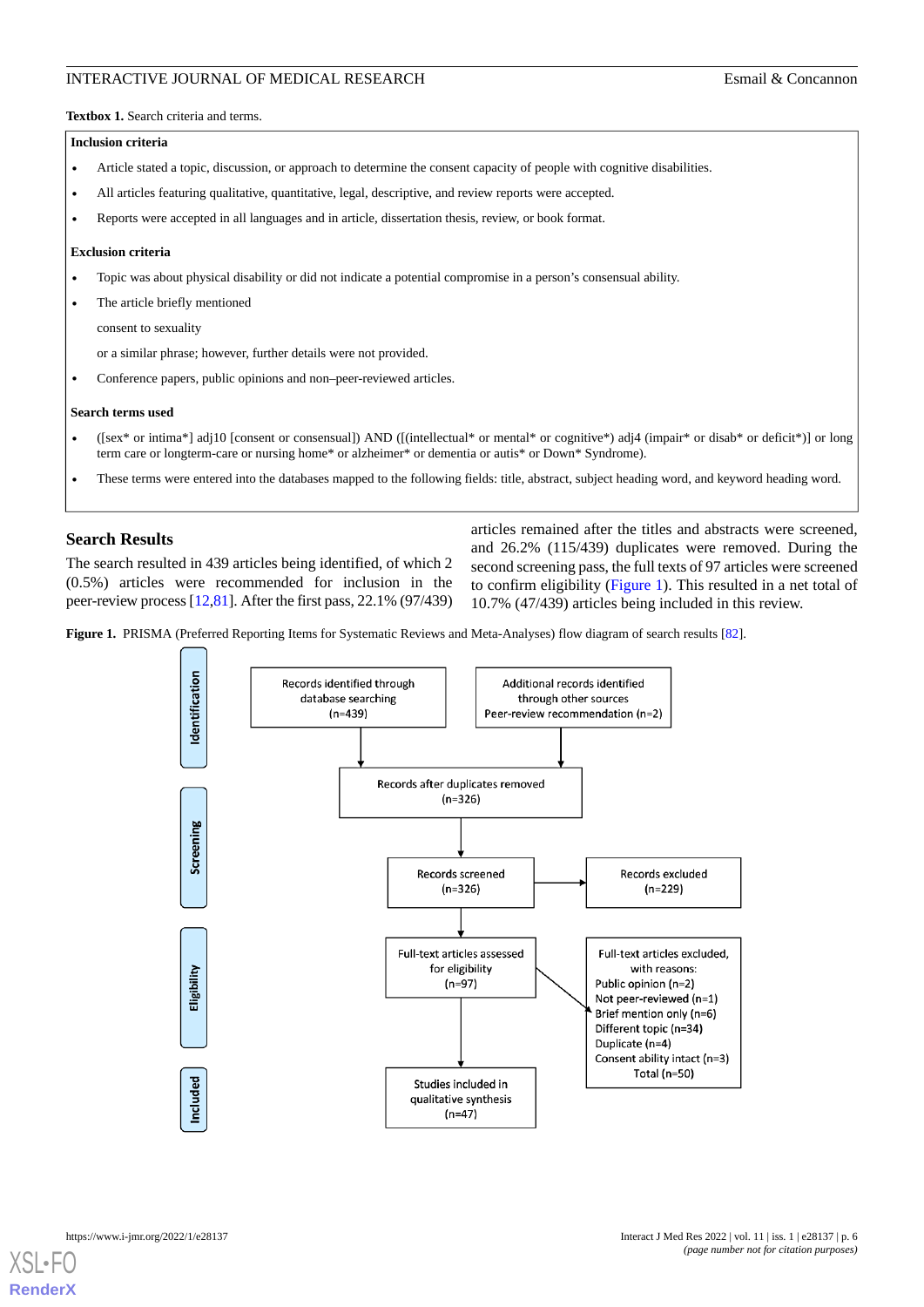**Textbox 1.** Search criteria and terms.

**Inclusion criteria**

- Article stated a topic, discussion, or approach to determine the consent capacity of people with cognitive disabilities.
- All articles featuring qualitative, quantitative, legal, descriptive, and review reports were accepted.
- Reports were accepted in all languages and in article, dissertation thesis, review, or book format.

**Exclusion criteria**

- Topic was about physical disability or did not indicate a potential compromise in a person's consensual ability.
- The article briefly mentioned

  consent to sexuality

  or a similar phrase; however, further details were not provided.
- Conference papers, public opinions and non–peer-reviewed articles.

**Search terms used**

- ([sex* or intima*] adj10 [consent or consensual]) AND ([(intellectual* or mental* or cognitive*) adj4 (impair* or disab* or deficit*)] or long term care or longterm-care or nursing home* or alzheimer* or dementia or autis* or Down* Syndrome).
- These terms were entered into the databases mapped to the following fields: title, abstract, subject heading word, and keyword heading word.

## Search Results

The search resulted in 439 articles being identified, of which 2 (0.5%) articles were recommended for inclusion in the peer-review process [12,81]. After the first pass, 22.1% (97/439) articles remained after the titles and abstracts were screened, and 26.2% (115/439) duplicates were removed. During the second screening pass, the full texts of 97 articles were screened to confirm eligibility (Figure 1). This resulted in a net total of 10.7% (47/439) articles being included in this review.

**Figure 1.** PRISMA (Preferred Reporting Items for Systematic Reviews and Meta-Analyses) flow diagram of search results [82].

Identification
- Records identified through database searching (n=439)
- Additional records identified through other sources Peer-review recommendation (n=2)

Screening
- Records after duplicates removed (n=326)
- Records screened (n=326)
- Records excluded (n=229)

Eligibility
- Full-text articles assessed for eligibility (n=97)
- Full-text articles excluded, with reasons: Public opinion (n=2) Not peer-reviewed (n=1) Brief mention only (n=6) Different topic (n=34) Duplicate (n=4) Consent ability intact (n=3) Total (n=50)

Included
- Studies included in qualitative synthesis (n=47)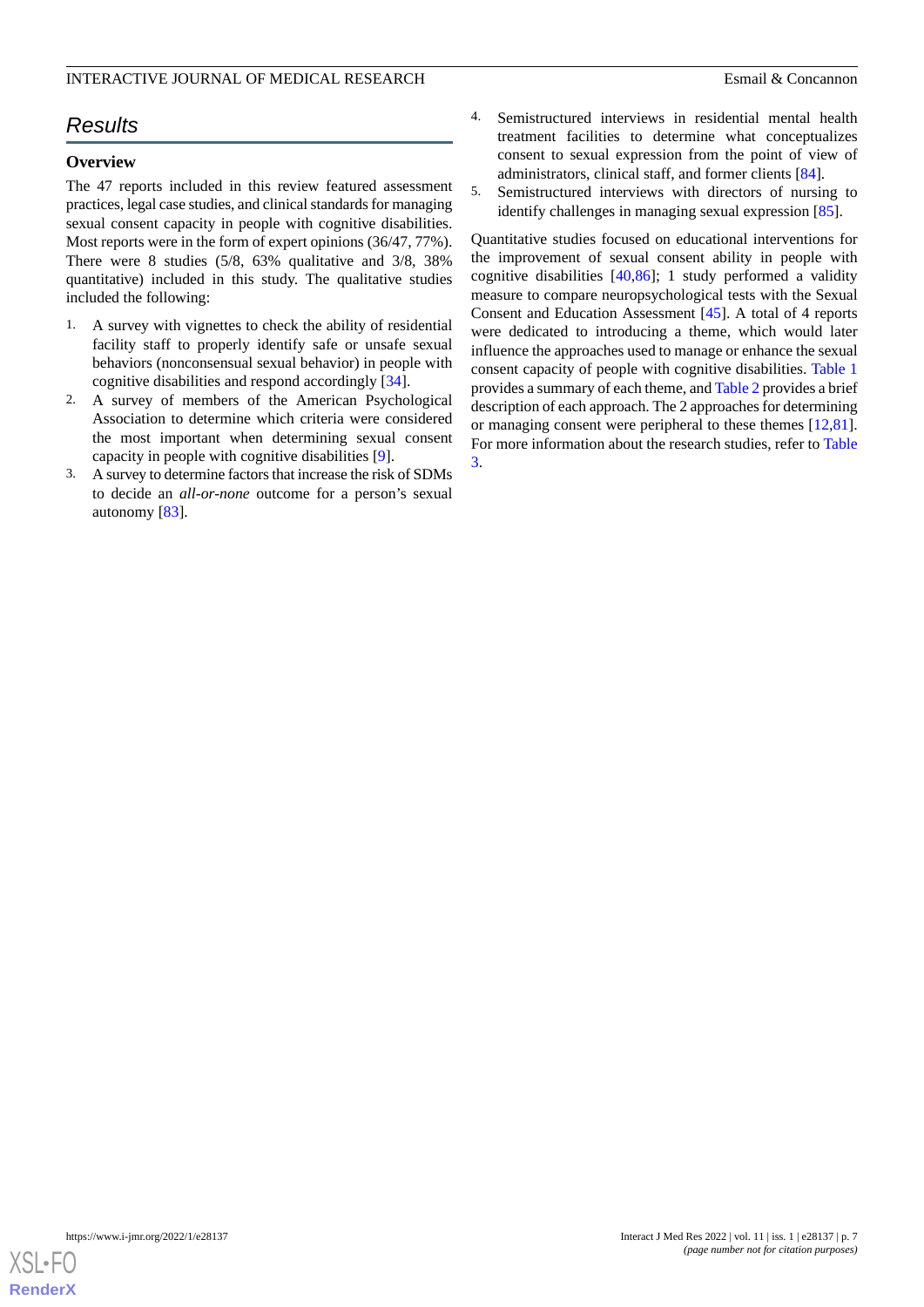## Results

### Overview

The 47 reports included in this review featured assessment practices, legal case studies, and clinical standards for managing sexual consent capacity in people with cognitive disabilities. Most reports were in the form of expert opinions (36/47, 77%). There were 8 studies (5/8, 63% qualitative and 3/8, 38% quantitative) included in this study. The qualitative studies included the following:

1. A survey with vignettes to check the ability of residential facility staff to properly identify safe or unsafe sexual behaviors (nonconsensual sexual behavior) in people with cognitive disabilities and respond accordingly [34].
2. A survey of members of the American Psychological Association to determine which criteria were considered the most important when determining sexual consent capacity in people with cognitive disabilities [9].
3. A survey to determine factors that increase the risk of SDMs to decide an *all-or-none* outcome for a person's sexual autonomy [83].
4. Semistructured interviews in residential mental health treatment facilities to determine what conceptualizes consent to sexual expression from the point of view of administrators, clinical staff, and former clients [84].
5. Semistructured interviews with directors of nursing to identify challenges in managing sexual expression [85].

Quantitative studies focused on educational interventions for the improvement of sexual consent ability in people with cognitive disabilities [40,86]; 1 study performed a validity measure to compare neuropsychological tests with the Sexual Consent and Education Assessment [45]. A total of 4 reports were dedicated to introducing a theme, which would later influence the approaches used to manage or enhance the sexual consent capacity of people with cognitive disabilities. Table 1 provides a summary of each theme, and Table 2 provides a brief description of each approach. The 2 approaches for determining or managing consent were peripheral to these themes [12,81]. For more information about the research studies, refer to Table 3.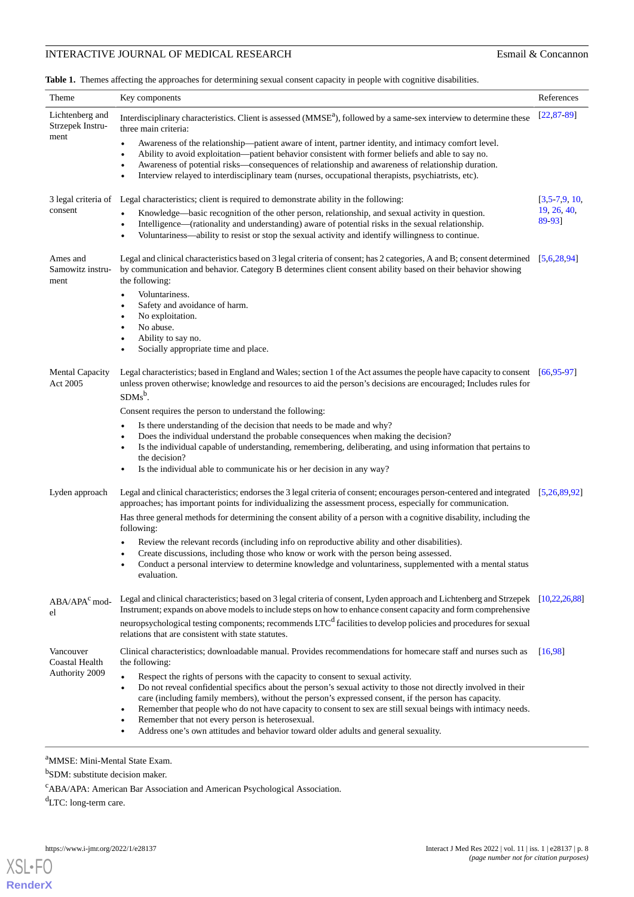**Table 1.** Themes affecting the approaches for determining sexual consent capacity in people with cognitive disabilities.

| Theme | Key components | References |
|---|---|---|
| Lichtenberg and Strzepek Instrument | Interdisciplinary characteristics. Client is assessed (MMSE[a]), followed by a same-sex interview to determine these three main criteria:<br>• Awareness of the relationship—patient aware of intent, partner identity, and intimacy comfort level.<br>• Ability to avoid exploitation—patient behavior consistent with former beliefs and able to say no.<br>• Awareness of potential risks—consequences of relationship and awareness of relationship duration.<br>• Interview relayed to interdisciplinary team (nurses, occupational therapists, psychiatrists, etc). | [22,87-89] |
| 3 legal criteria of consent | Legal characteristics; client is required to demonstrate ability in the following:<br>• Knowledge—basic recognition of the other person, relationship, and sexual activity in question.<br>• Intelligence—(rationality and understanding) aware of potential risks in the sexual relationship.<br>• Voluntariness—ability to resist or stop the sexual activity and identify willingness to continue. | [3,5-7,9, 10, 19, 26, 40, 89-93] |
| Ames and Samowitz instrument | Legal and clinical characteristics based on 3 legal criteria of consent; has 2 categories, A and B; consent determined by communication and behavior. Category B determines client consent ability based on their behavior showing the following:<br>• Voluntariness.<br>• Safety and avoidance of harm.<br>• No exploitation.<br>• No abuse.<br>• Ability to say no.<br>• Socially appropriate time and place. | [5,6,28,94] |
| Mental Capacity Act 2005 | Legal characteristics; based in England and Wales; section 1 of the Act assumes the people have capacity to consent unless proven otherwise; knowledge and resources to aid the person's decisions are encouraged; Includes rules for SDMs[b].<br>Consent requires the person to understand the following:<br>• Is there understanding of the decision that needs to be made and why?<br>• Does the individual understand the probable consequences when making the decision?<br>• Is the individual capable of understanding, remembering, deliberating, and using information that pertains to the decision?<br>• Is the individual able to communicate his or her decision in any way? | [66,95-97] |
| Lyden approach | Legal and clinical characteristics; endorses the 3 legal criteria of consent; encourages person-centered and integrated approaches; has important points for individualizing the assessment process, especially for communication.<br>Has three general methods for determining the consent ability of a person with a cognitive disability, including the following:<br>• Review the relevant records (including info on reproductive ability and other disabilities).<br>• Create discussions, including those who know or work with the person being assessed.<br>• Conduct a personal interview to determine knowledge and voluntariness, supplemented with a mental status evaluation. | [5,26,89,92] |
| ABA/APA[c] model | Legal and clinical characteristics; based on 3 legal criteria of consent, Lyden approach and Lichtenberg and Strzepek Instrument; expands on above models to include steps on how to enhance consent capacity and form comprehensive neuropsychological testing components; recommends LTC[d] facilities to develop policies and procedures for sexual relations that are consistent with state statutes. | [10,22,26,88] |
| Vancouver Coastal Health Authority 2009 | Clinical characteristics; downloadable manual. Provides recommendations for homecare staff and nurses such as the following:<br>• Respect the rights of persons with the capacity to consent to sexual activity.<br>• Do not reveal confidential specifics about the person's sexual activity to those not directly involved in their care (including family members), without the person's expressed consent, if the person has capacity.<br>• Remember that people who do not have capacity to consent to sex are still sexual beings with intimacy needs.<br>• Remember that not every person is heterosexual.<br>• Address one's own attitudes and behavior toward older adults and general sexuality. | [16,98] |

[a]MMSE: Mini-Mental State Exam.

[b]SDM: substitute decision maker.

[c]ABA/APA: American Bar Association and American Psychological Association.

[d]LTC: long-term care.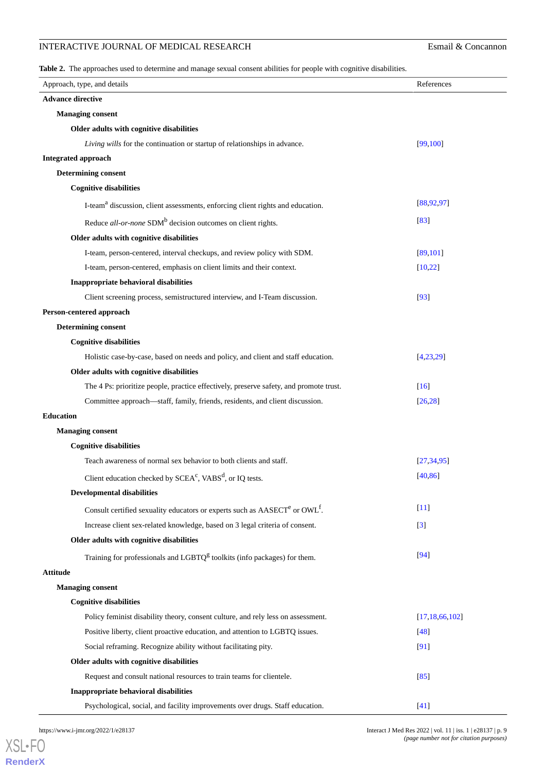**Table 2.** The approaches used to determine and manage sexual consent abilities for people with cognitive disabilities.

| Approach, type, and details | References |
|---|---|
| **Advance directive** | |
| **Managing consent** | |
| **Older adults with cognitive disabilities** | |
| *Living wills* for the continuation or startup of relationships in advance. | [99,100] |
| **Integrated approach** | |
| **Determining consent** | |
| **Cognitive disabilities** | |
| I-team[a] discussion, client assessments, enforcing client rights and education. | [88,92,97] |
| Reduce *all-or-none* SDM[b] decision outcomes on client rights. | [83] |
| **Older adults with cognitive disabilities** | |
| I-team, person-centered, interval checkups, and review policy with SDM. | [89,101] |
| I-team, person-centered, emphasis on client limits and their context. | [10,22] |
| **Inappropriate behavioral disabilities** | |
| Client screening process, semistructured interview, and I-Team discussion. | [93] |
| **Person-centered approach** | |
| **Determining consent** | |
| **Cognitive disabilities** | |
| Holistic case-by-case, based on needs and policy, and client and staff education. | [4,23,29] |
| **Older adults with cognitive disabilities** | |
| The 4 Ps: prioritize people, practice effectively, preserve safety, and promote trust. | [16] |
| Committee approach—staff, family, friends, residents, and client discussion. | [26,28] |
| **Education** | |
| **Managing consent** | |
| **Cognitive disabilities** | |
| Teach awareness of normal sex behavior to both clients and staff. | [27,34,95] |
| Client education checked by SCEA[c], VABS[d], or IQ tests. | [40,86] |
| **Developmental disabilities** | |
| Consult certified sexuality educators or experts such as AASECT[e] or OWL[f]. | [11] |
| Increase client sex-related knowledge, based on 3 legal criteria of consent. | [3] |
| **Older adults with cognitive disabilities** | |
| Training for professionals and LGBTQ[g] toolkits (info packages) for them. | [94] |
| **Attitude** | |
| **Managing consent** | |
| **Cognitive disabilities** | |
| Policy feminist disability theory, consent culture, and rely less on assessment. | [17,18,66,102] |
| Positive liberty, client proactive education, and attention to LGBTQ issues. | [48] |
| Social reframing. Recognize ability without facilitating pity. | [91] |
| **Older adults with cognitive disabilities** | |
| Request and consult national resources to train teams for clientele. | [85] |
| **Inappropriate behavioral disabilities** | |
| Psychological, social, and facility improvements over drugs. Staff education. | [41] |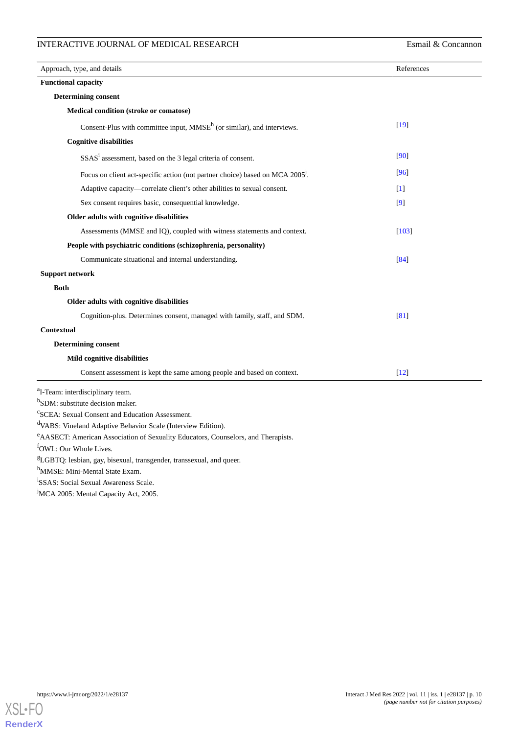| Approach, type, and details | References |
|---|---|
| **Functional capacity** | |
| **Determining consent** | |
| **Medical condition (stroke or comatose)** | |
| Consent-Plus with committee input, MMSE[h] (or similar), and interviews. | [19] |
| **Cognitive disabilities** | |
| SSAS[i] assessment, based on the 3 legal criteria of consent. | [90] |
| Focus on client act-specific action (not partner choice) based on MCA 2005[j]. | [96] |
| Adaptive capacity—correlate client's other abilities to sexual consent. | [1] |
| Sex consent requires basic, consequential knowledge. | [9] |
| **Older adults with cognitive disabilities** | |
| Assessments (MMSE and IQ), coupled with witness statements and context. | [103] |
| **People with psychiatric conditions (schizophrenia, personality)** | |
| Communicate situational and internal understanding. | [84] |
| **Support network** | |
| **Both** | |
| **Older adults with cognitive disabilities** | |
| Cognition-plus. Determines consent, managed with family, staff, and SDM. | [81] |
| **Contextual** | |
| **Determining consent** | |
| **Mild cognitive disabilities** | |
| Consent assessment is kept the same among people and based on context. | [12] |

[a]I-Team: interdisciplinary team.

[b]SDM: substitute decision maker.

[c]SCEA: Sexual Consent and Education Assessment.

[d]VABS: Vineland Adaptive Behavior Scale (Interview Edition).

[e]AASECT: American Association of Sexuality Educators, Counselors, and Therapists.

[f]OWL: Our Whole Lives.

[g]LGBTQ: lesbian, gay, bisexual, transgender, transsexual, and queer.

[h]MMSE: Mini-Mental State Exam.

[i]SSAS: Social Sexual Awareness Scale.

[j]MCA 2005: Mental Capacity Act, 2005.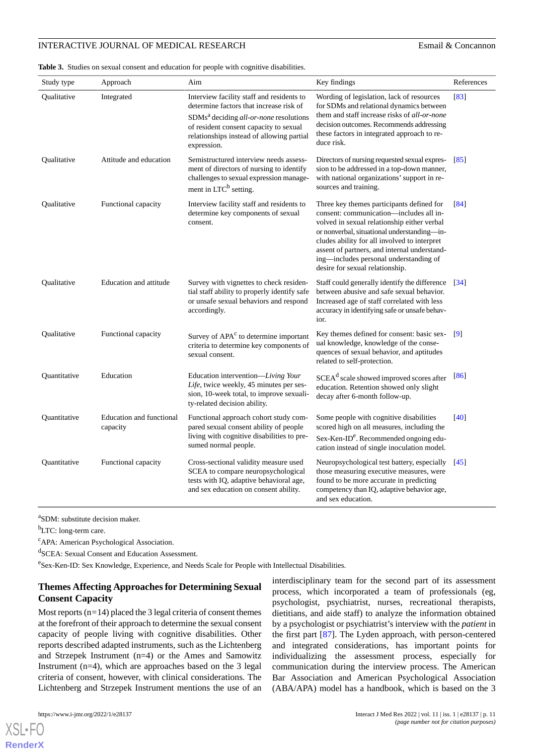**Table 3.** Studies on sexual consent and education for people with cognitive disabilities.

| Study type | Approach | Aim | Key findings | References |
|---|---|---|---|---|
| Qualitative | Integrated | Interview facility staff and residents to determine factors that increase risk of SDMs[a] deciding *all-or-none* resolutions of resident consent capacity to sexual relationships instead of allowing partial expression. | Wording of legislation, lack of resources for SDMs and relational dynamics between them and staff increase risks of *all-or-none* decision outcomes. Recommends addressing these factors in integrated approach to reduce risk. | [83] |
| Qualitative | Attitude and education | Semistructured interview needs assessment of directors of nursing to identify challenges to sexual expression management in LTC[b] setting. | Directors of nursing requested sexual expression to be addressed in a top-down manner, with national organizations' support in resources and training. | [85] |
| Qualitative | Functional capacity | Interview facility staff and residents to determine key components of sexual consent. | Three key themes participants defined for consent: communication—includes all involved in sexual relationship either verbal or nonverbal, situational understanding—includes ability for all involved to interpret assent of partners, and internal understanding—includes personal understanding of desire for sexual relationship. | [84] |
| Qualitative | Education and attitude | Survey with vignettes to check residential staff ability to properly identify safe or unsafe sexual behaviors and respond accordingly. | Staff could generally identify the difference between abusive and safe sexual behavior. Increased age of staff correlated with less accuracy in identifying safe or unsafe behavior. | [34] |
| Qualitative | Functional capacity | Survey of APA[c] to determine important criteria to determine key components of sexual consent. | Key themes defined for consent: basic sexual knowledge, knowledge of the consequences of sexual behavior, and aptitudes related to self-protection. | [9] |
| Quantitative | Education | Education intervention—*Living Your Life*, twice weekly, 45 minutes per session, 10-week total, to improve sexuality-related decision ability. | SCEA[d] scale showed improved scores after education. Retention showed only slight decay after 6-month follow-up. | [86] |
| Quantitative | Education and functional capacity | Functional approach cohort study compared sexual consent ability of people living with cognitive disabilities to presumed normal people. | Some people with cognitive disabilities scored high on all measures, including the Sex-Ken-ID[e]. Recommended ongoing education instead of single inoculation model. | [40] |
| Quantitative | Functional capacity | Cross-sectional validity measure used SCEA to compare neuropsychological tests with IQ, adaptive behavioral age, and sex education on consent ability. | Neuropsychological test battery, especially those measuring executive measures, were found to be more accurate in predicting competency than IQ, adaptive behavior age, and sex education. | [45] |

[a]SDM: substitute decision maker.

[b]LTC: long-term care.

[c]APA: American Psychological Association.

[d]SCEA: Sexual Consent and Education Assessment.

[e]Sex-Ken-ID: Sex Knowledge, Experience, and Needs Scale for People with Intellectual Disabilities.

### Themes Affecting Approaches for Determining Sexual Consent Capacity

Most reports (n=14) placed the 3 legal criteria of consent themes at the forefront of their approach to determine the sexual consent capacity of people living with cognitive disabilities. Other reports described adapted instruments, such as the Lichtenberg and Strzepek Instrument (n=4) or the Ames and Samowitz Instrument (n=4), which are approaches based on the 3 legal criteria of consent, however, with clinical considerations. The Lichtenberg and Strzepek Instrument mentions the use of an interdisciplinary team for the second part of its assessment process, which incorporated a team of professionals (eg, psychologist, psychiatrist, nurses, recreational therapists, dietitians, and aide staff) to analyze the information obtained by a psychologist or psychiatrist's interview with the *patient* in the first part [87]. The Lyden approach, with person-centered and integrated considerations, has important points for individualizing the assessment process, especially for communication during the interview process. The American Bar Association and American Psychological Association (ABA/APA) model has a handbook, which is based on the 3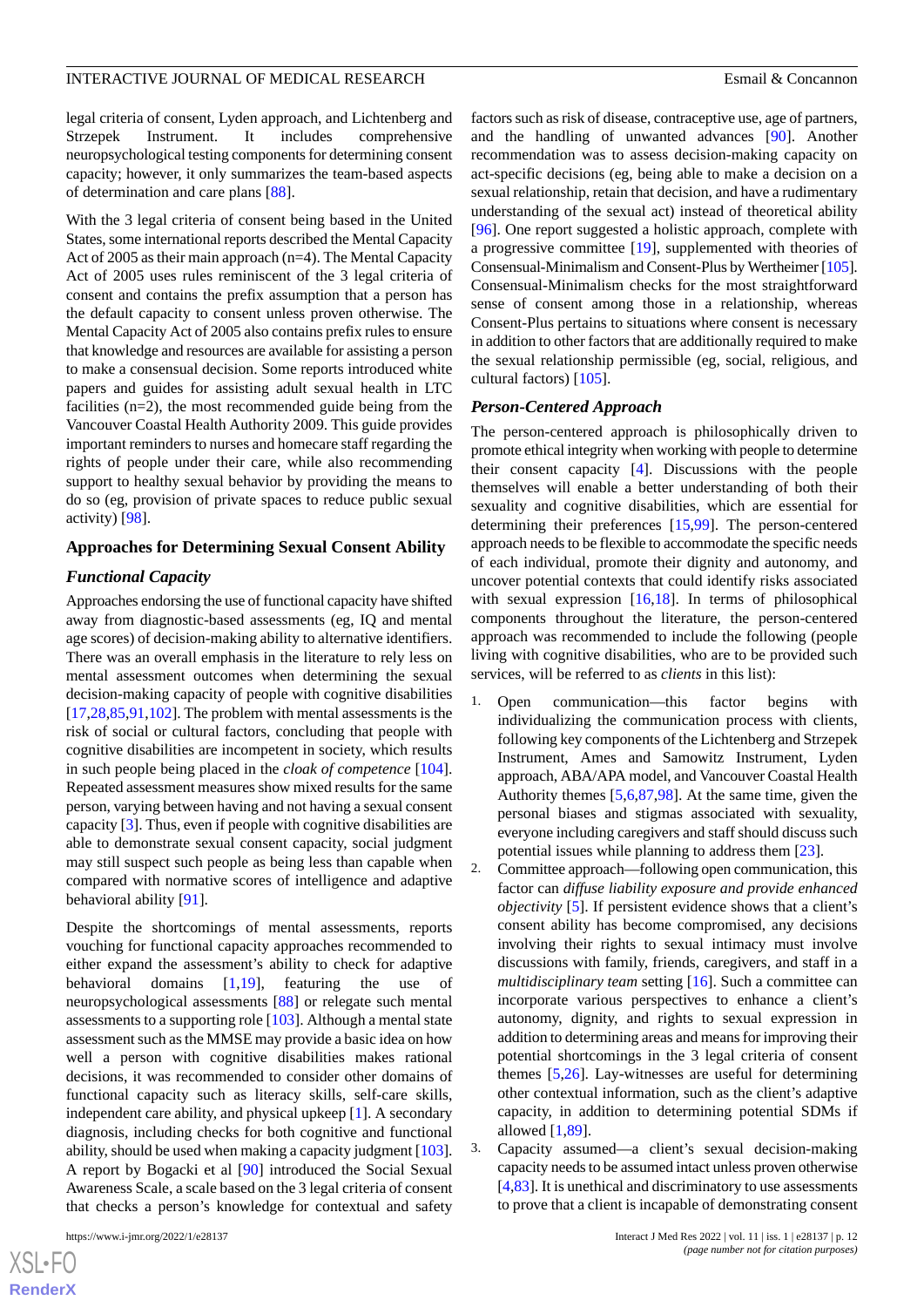legal criteria of consent, Lyden approach, and Lichtenberg and Strzepek Instrument. It includes comprehensive neuropsychological testing components for determining consent capacity; however, it only summarizes the team-based aspects of determination and care plans [88].

With the 3 legal criteria of consent being based in the United States, some international reports described the Mental Capacity Act of 2005 as their main approach (n=4). The Mental Capacity Act of 2005 uses rules reminiscent of the 3 legal criteria of consent and contains the prefix assumption that a person has the default capacity to consent unless proven otherwise. The Mental Capacity Act of 2005 also contains prefix rules to ensure that knowledge and resources are available for assisting a person to make a consensual decision. Some reports introduced white papers and guides for assisting adult sexual health in LTC facilities (n=2), the most recommended guide being from the Vancouver Coastal Health Authority 2009. This guide provides important reminders to nurses and homecare staff regarding the rights of people under their care, while also recommending support to healthy sexual behavior by providing the means to do so (eg, provision of private spaces to reduce public sexual activity) [98].

## Approaches for Determining Sexual Consent Ability

### Functional Capacity

Approaches endorsing the use of functional capacity have shifted away from diagnostic-based assessments (eg, IQ and mental age scores) of decision-making ability to alternative identifiers. There was an overall emphasis in the literature to rely less on mental assessment outcomes when determining the sexual decision-making capacity of people with cognitive disabilities [17,28,85,91,102]. The problem with mental assessments is the risk of social or cultural factors, concluding that people with cognitive disabilities are incompetent in society, which results in such people being placed in the *cloak of competence* [104]. Repeated assessment measures show mixed results for the same person, varying between having and not having a sexual consent capacity [3]. Thus, even if people with cognitive disabilities are able to demonstrate sexual consent capacity, social judgment may still suspect such people as being less than capable when compared with normative scores of intelligence and adaptive behavioral ability [91].

Despite the shortcomings of mental assessments, reports vouching for functional capacity approaches recommended to either expand the assessment's ability to check for adaptive behavioral domains [1,19], featuring the use of neuropsychological assessments [88] or relegate such mental assessments to a supporting role [103]. Although a mental state assessment such as the MMSE may provide a basic idea on how well a person with cognitive disabilities makes rational decisions, it was recommended to consider other domains of functional capacity such as literacy skills, self-care skills, independent care ability, and physical upkeep [1]. A secondary diagnosis, including checks for both cognitive and functional ability, should be used when making a capacity judgment [103]. A report by Bogacki et al [90] introduced the Social Sexual Awareness Scale, a scale based on the 3 legal criteria of consent that checks a person's knowledge for contextual and safety factors such as risk of disease, contraceptive use, age of partners, and the handling of unwanted advances [90]. Another recommendation was to assess decision-making capacity on act-specific decisions (eg, being able to make a decision on a sexual relationship, retain that decision, and have a rudimentary understanding of the sexual act) instead of theoretical ability [96]. One report suggested a holistic approach, complete with a progressive committee [19], supplemented with theories of Consensual-Minimalism and Consent-Plus by Wertheimer [105]. Consensual-Minimalism checks for the most straightforward sense of consent among those in a relationship, whereas Consent-Plus pertains to situations where consent is necessary in addition to other factors that are additionally required to make the sexual relationship permissible (eg, social, religious, and cultural factors) [105].

### Person-Centered Approach

The person-centered approach is philosophically driven to promote ethical integrity when working with people to determine their consent capacity [4]. Discussions with the people themselves will enable a better understanding of both their sexuality and cognitive disabilities, which are essential for determining their preferences [15,99]. The person-centered approach needs to be flexible to accommodate the specific needs of each individual, promote their dignity and autonomy, and uncover potential contexts that could identify risks associated with sexual expression [16,18]. In terms of philosophical components throughout the literature, the person-centered approach was recommended to include the following (people living with cognitive disabilities, who are to be provided such services, will be referred to as *clients* in this list):

1. Open communication—this factor begins with individualizing the communication process with clients, following key components of the Lichtenberg and Strzepek Instrument, Ames and Samowitz Instrument, Lyden approach, ABA/APA model, and Vancouver Coastal Health Authority themes [5,6,87,98]. At the same time, given the personal biases and stigmas associated with sexuality, everyone including caregivers and staff should discuss such potential issues while planning to address them [23].
2. Committee approach—following open communication, this factor can *diffuse liability exposure and provide enhanced objectivity* [5]. If persistent evidence shows that a client's consent ability has become compromised, any decisions involving their rights to sexual intimacy must involve discussions with family, friends, caregivers, and staff in a *multidisciplinary team* setting [16]. Such a committee can incorporate various perspectives to enhance a client's autonomy, dignity, and rights to sexual expression in addition to determining areas and means for improving their potential shortcomings in the 3 legal criteria of consent themes [5,26]. Lay-witnesses are useful for determining other contextual information, such as the client's adaptive capacity, in addition to determining potential SDMs if allowed [1,89].
3. Capacity assumed—a client's sexual decision-making capacity needs to be assumed intact unless proven otherwise [4,83]. It is unethical and discriminatory to use assessments to prove that a client is incapable of demonstrating consent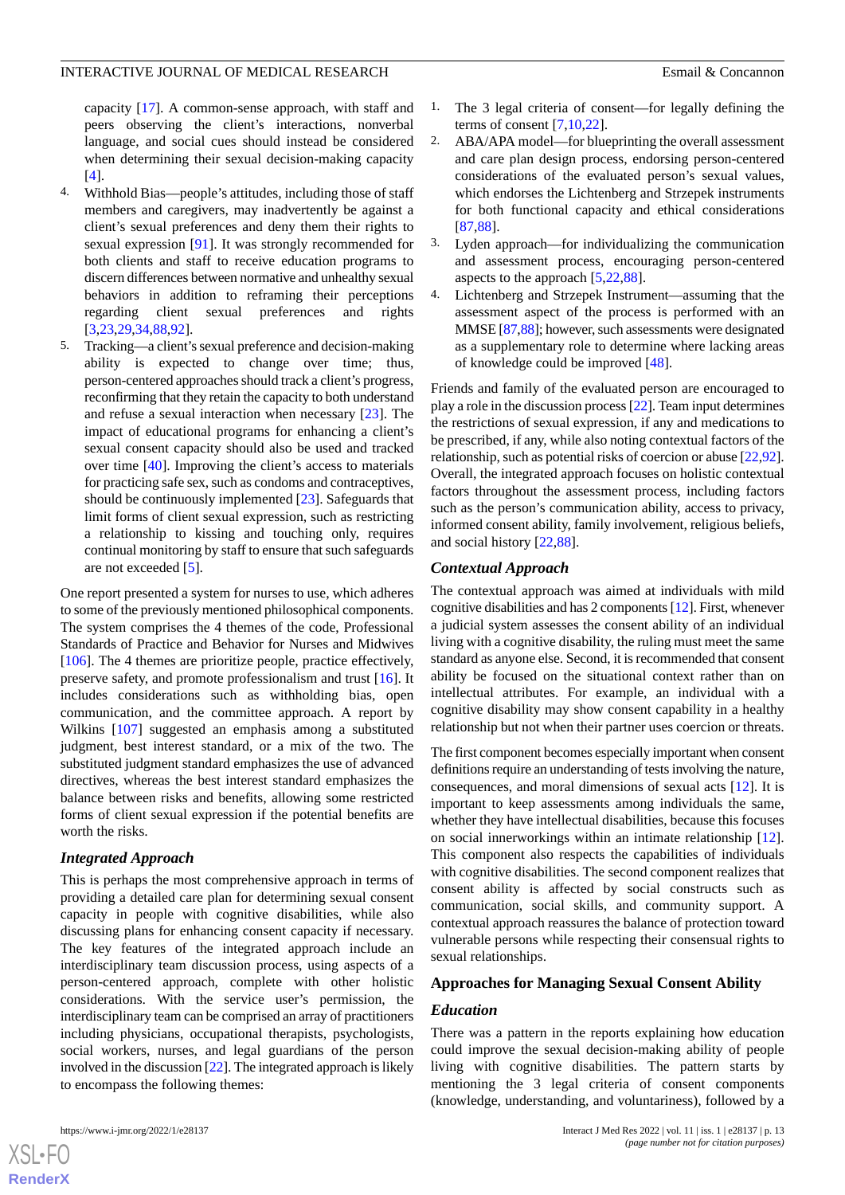capacity [17]. A common-sense approach, with staff and peers observing the client's interactions, nonverbal language, and social cues should instead be considered when determining their sexual decision-making capacity [4].

4. Withhold Bias—people's attitudes, including those of staff members and caregivers, may inadvertently be against a client's sexual preferences and deny them their rights to sexual expression [91]. It was strongly recommended for both clients and staff to receive education programs to discern differences between normative and unhealthy sexual behaviors in addition to reframing their perceptions regarding client sexual preferences and rights [3,23,29,34,88,92].
5. Tracking—a client's sexual preference and decision-making ability is expected to change over time; thus, person-centered approaches should track a client's progress, reconfirming that they retain the capacity to both understand and refuse a sexual interaction when necessary [23]. The impact of educational programs for enhancing a client's sexual consent capacity should also be used and tracked over time [40]. Improving the client's access to materials for practicing safe sex, such as condoms and contraceptives, should be continuously implemented [23]. Safeguards that limit forms of client sexual expression, such as restricting a relationship to kissing and touching only, requires continual monitoring by staff to ensure that such safeguards are not exceeded [5].

One report presented a system for nurses to use, which adheres to some of the previously mentioned philosophical components. The system comprises the 4 themes of the code, Professional Standards of Practice and Behavior for Nurses and Midwives [106]. The 4 themes are prioritize people, practice effectively, preserve safety, and promote professionalism and trust [16]. It includes considerations such as withholding bias, open communication, and the committee approach. A report by Wilkins [107] suggested an emphasis among a substituted judgment, best interest standard, or a mix of the two. The substituted judgment standard emphasizes the use of advanced directives, whereas the best interest standard emphasizes the balance between risks and benefits, allowing some restricted forms of client sexual expression if the potential benefits are worth the risks.

### *Integrated Approach*

This is perhaps the most comprehensive approach in terms of providing a detailed care plan for determining sexual consent capacity in people with cognitive disabilities, while also discussing plans for enhancing consent capacity if necessary. The key features of the integrated approach include an interdisciplinary team discussion process, using aspects of a person-centered approach, complete with other holistic considerations. With the service user's permission, the interdisciplinary team can be comprised an array of practitioners including physicians, occupational therapists, psychologists, social workers, nurses, and legal guardians of the person involved in the discussion [22]. The integrated approach is likely to encompass the following themes:

1. The 3 legal criteria of consent—for legally defining the terms of consent [7,10,22].
2. ABA/APA model—for blueprinting the overall assessment and care plan design process, endorsing person-centered considerations of the evaluated person's sexual values, which endorses the Lichtenberg and Strzepek instruments for both functional capacity and ethical considerations [87,88].
3. Lyden approach—for individualizing the communication and assessment process, encouraging person-centered aspects to the approach [5,22,88].
4. Lichtenberg and Strzepek Instrument—assuming that the assessment aspect of the process is performed with an MMSE [87,88]; however, such assessments were designated as a supplementary role to determine where lacking areas of knowledge could be improved [48].

Friends and family of the evaluated person are encouraged to play a role in the discussion process [22]. Team input determines the restrictions of sexual expression, if any and medications to be prescribed, if any, while also noting contextual factors of the relationship, such as potential risks of coercion or abuse [22,92]. Overall, the integrated approach focuses on holistic contextual factors throughout the assessment process, including factors such as the person's communication ability, access to privacy, informed consent ability, family involvement, religious beliefs, and social history [22,88].

### *Contextual Approach*

The contextual approach was aimed at individuals with mild cognitive disabilities and has 2 components [12]. First, whenever a judicial system assesses the consent ability of an individual living with a cognitive disability, the ruling must meet the same standard as anyone else. Second, it is recommended that consent ability be focused on the situational context rather than on intellectual attributes. For example, an individual with a cognitive disability may show consent capability in a healthy relationship but not when their partner uses coercion or threats.

The first component becomes especially important when consent definitions require an understanding of tests involving the nature, consequences, and moral dimensions of sexual acts [12]. It is important to keep assessments among individuals the same, whether they have intellectual disabilities, because this focuses on social innerworkings within an intimate relationship [12]. This component also respects the capabilities of individuals with cognitive disabilities. The second component realizes that consent ability is affected by social constructs such as communication, social skills, and community support. A contextual approach reassures the balance of protection toward vulnerable persons while respecting their consensual rights to sexual relationships.

## Approaches for Managing Sexual Consent Ability

### *Education*

There was a pattern in the reports explaining how education could improve the sexual decision-making ability of people living with cognitive disabilities. The pattern starts by mentioning the 3 legal criteria of consent components (knowledge, understanding, and voluntariness), followed by a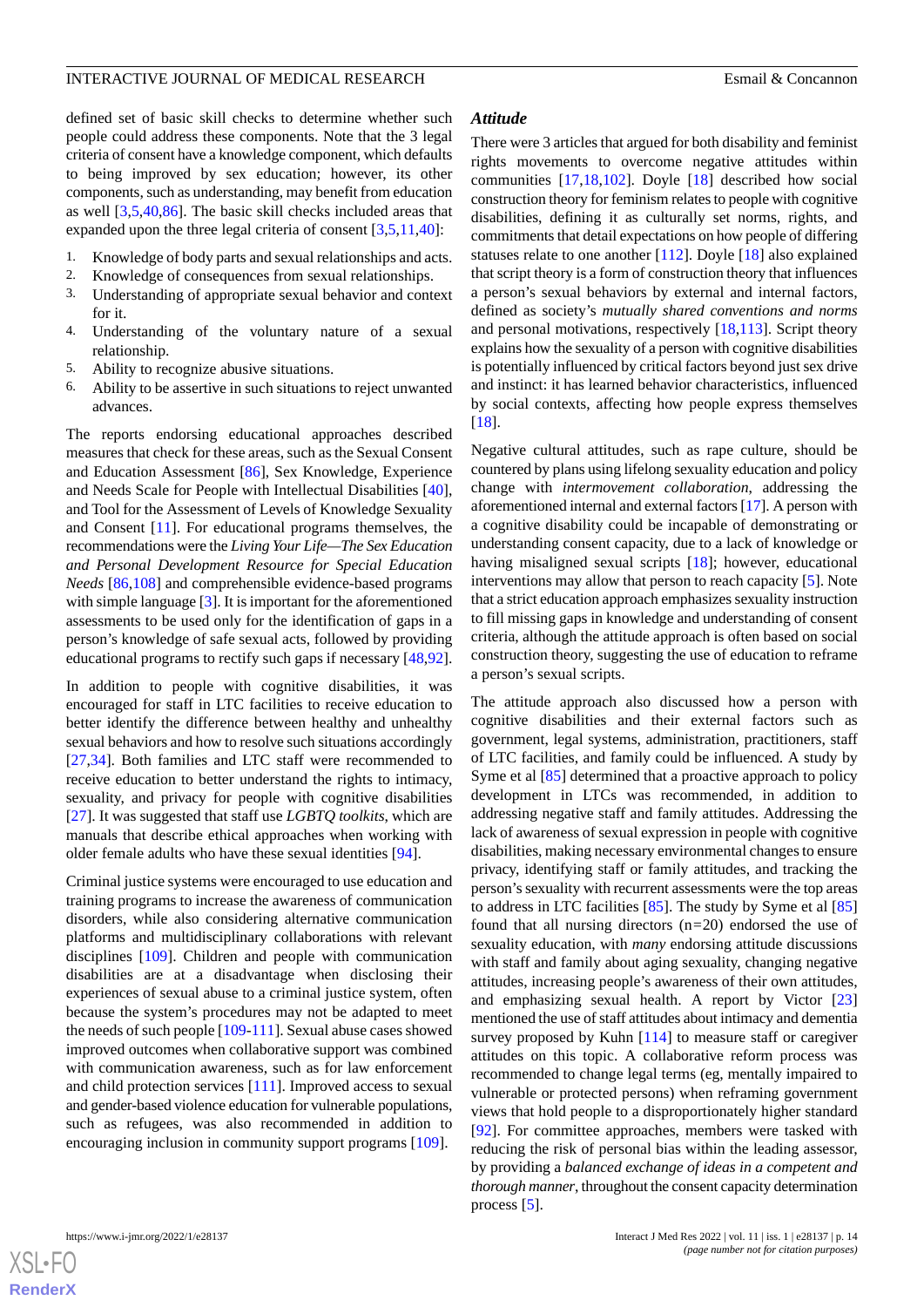defined set of basic skill checks to determine whether such people could address these components. Note that the 3 legal criteria of consent have a knowledge component, which defaults to being improved by sex education; however, its other components, such as understanding, may benefit from education as well [3,5,40,86]. The basic skill checks included areas that expanded upon the three legal criteria of consent [3,5,11,40]:

1. Knowledge of body parts and sexual relationships and acts.
2. Knowledge of consequences from sexual relationships.
3. Understanding of appropriate sexual behavior and context for it.
4. Understanding of the voluntary nature of a sexual relationship.
5. Ability to recognize abusive situations.
6. Ability to be assertive in such situations to reject unwanted advances.

The reports endorsing educational approaches described measures that check for these areas, such as the Sexual Consent and Education Assessment [86], Sex Knowledge, Experience and Needs Scale for People with Intellectual Disabilities [40], and Tool for the Assessment of Levels of Knowledge Sexuality and Consent [11]. For educational programs themselves, the recommendations were the *Living Your Life—The Sex Education and Personal Development Resource for Special Education Needs* [86,108] and comprehensible evidence-based programs with simple language [3]. It is important for the aforementioned assessments to be used only for the identification of gaps in a person's knowledge of safe sexual acts, followed by providing educational programs to rectify such gaps if necessary [48,92].

In addition to people with cognitive disabilities, it was encouraged for staff in LTC facilities to receive education to better identify the difference between healthy and unhealthy sexual behaviors and how to resolve such situations accordingly [27,34]. Both families and LTC staff were recommended to receive education to better understand the rights to intimacy, sexuality, and privacy for people with cognitive disabilities [27]. It was suggested that staff use *LGBTQ toolkits*, which are manuals that describe ethical approaches when working with older female adults who have these sexual identities [94].

Criminal justice systems were encouraged to use education and training programs to increase the awareness of communication disorders, while also considering alternative communication platforms and multidisciplinary collaborations with relevant disciplines [109]. Children and people with communication disabilities are at a disadvantage when disclosing their experiences of sexual abuse to a criminal justice system, often because the system's procedures may not be adapted to meet the needs of such people [109-111]. Sexual abuse cases showed improved outcomes when collaborative support was combined with communication awareness, such as for law enforcement and child protection services [111]. Improved access to sexual and gender-based violence education for vulnerable populations, such as refugees, was also recommended in addition to encouraging inclusion in community support programs [109].

### *Attitude*

There were 3 articles that argued for both disability and feminist rights movements to overcome negative attitudes within communities [17,18,102]. Doyle [18] described how social construction theory for feminism relates to people with cognitive disabilities, defining it as culturally set norms, rights, and commitments that detail expectations on how people of differing statuses relate to one another [112]. Doyle [18] also explained that script theory is a form of construction theory that influences a person's sexual behaviors by external and internal factors, defined as society's *mutually shared conventions and norms* and personal motivations, respectively [18,113]. Script theory explains how the sexuality of a person with cognitive disabilities is potentially influenced by critical factors beyond just sex drive and instinct: it has learned behavior characteristics, influenced by social contexts, affecting how people express themselves [18].

Negative cultural attitudes, such as rape culture, should be countered by plans using lifelong sexuality education and policy change with *intermovement collaboration*, addressing the aforementioned internal and external factors [17]. A person with a cognitive disability could be incapable of demonstrating or understanding consent capacity, due to a lack of knowledge or having misaligned sexual scripts [18]; however, educational interventions may allow that person to reach capacity [5]. Note that a strict education approach emphasizes sexuality instruction to fill missing gaps in knowledge and understanding of consent criteria, although the attitude approach is often based on social construction theory, suggesting the use of education to reframe a person's sexual scripts.

The attitude approach also discussed how a person with cognitive disabilities and their external factors such as government, legal systems, administration, practitioners, staff of LTC facilities, and family could be influenced. A study by Syme et al [85] determined that a proactive approach to policy development in LTCs was recommended, in addition to addressing negative staff and family attitudes. Addressing the lack of awareness of sexual expression in people with cognitive disabilities, making necessary environmental changes to ensure privacy, identifying staff or family attitudes, and tracking the person's sexuality with recurrent assessments were the top areas to address in LTC facilities [85]. The study by Syme et al [85] found that all nursing directors (n=20) endorsed the use of sexuality education, with *many* endorsing attitude discussions with staff and family about aging sexuality, changing negative attitudes, increasing people's awareness of their own attitudes, and emphasizing sexual health. A report by Victor [23] mentioned the use of staff attitudes about intimacy and dementia survey proposed by Kuhn [114] to measure staff or caregiver attitudes on this topic. A collaborative reform process was recommended to change legal terms (eg, mentally impaired to vulnerable or protected persons) when reframing government views that hold people to a disproportionately higher standard [92]. For committee approaches, members were tasked with reducing the risk of personal bias within the leading assessor, by providing a *balanced exchange of ideas in a competent and thorough manner*, throughout the consent capacity determination process [5].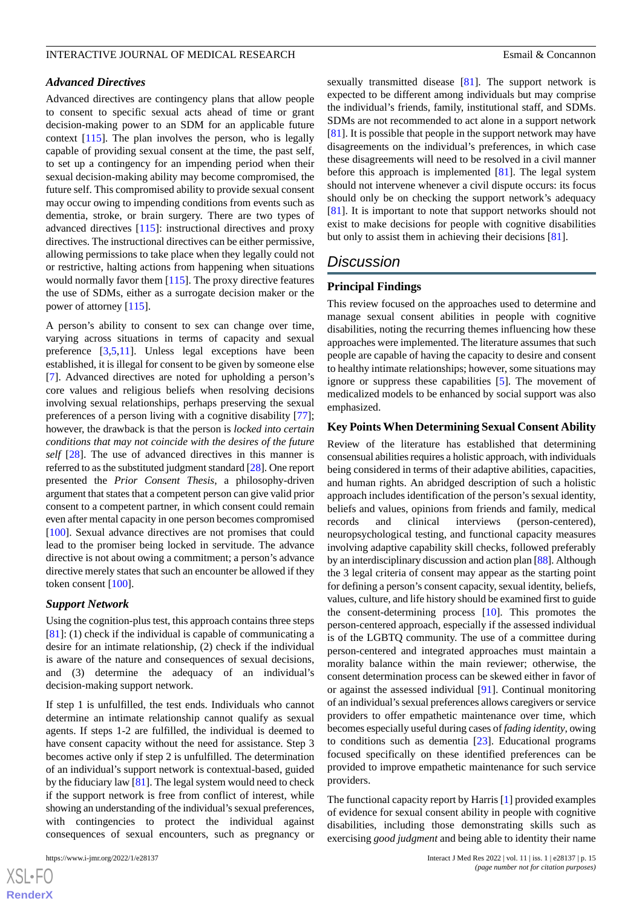### Advanced Directives

Advanced directives are contingency plans that allow people to consent to specific sexual acts ahead of time or grant decision-making power to an SDM for an applicable future context [115]. The plan involves the person, who is legally capable of providing sexual consent at the time, the past self, to set up a contingency for an impending period when their sexual decision-making ability may become compromised, the future self. This compromised ability to provide sexual consent may occur owing to impending conditions from events such as dementia, stroke, or brain surgery. There are two types of advanced directives [115]: instructional directives and proxy directives. The instructional directives can be either permissive, allowing permissions to take place when they legally could not or restrictive, halting actions from happening when situations would normally favor them [115]. The proxy directive features the use of SDMs, either as a surrogate decision maker or the power of attorney [115].

A person's ability to consent to sex can change over time, varying across situations in terms of capacity and sexual preference [3,5,11]. Unless legal exceptions have been established, it is illegal for consent to be given by someone else [7]. Advanced directives are noted for upholding a person's core values and religious beliefs when resolving decisions involving sexual relationships, perhaps preserving the sexual preferences of a person living with a cognitive disability [77]; however, the drawback is that the person is *locked into certain conditions that may not coincide with the desires of the future self* [28]. The use of advanced directives in this manner is referred to as the substituted judgment standard [28]. One report presented the *Prior Consent Thesis*, a philosophy-driven argument that states that a competent person can give valid prior consent to a competent partner, in which consent could remain even after mental capacity in one person becomes compromised [100]. Sexual advance directives are not promises that could lead to the promiser being locked in servitude. The advance directive is not about owing a commitment; a person's advance directive merely states that such an encounter be allowed if they token consent [100].

### Support Network

Using the cognition-plus test, this approach contains three steps [81]: (1) check if the individual is capable of communicating a desire for an intimate relationship, (2) check if the individual is aware of the nature and consequences of sexual decisions, and (3) determine the adequacy of an individual's decision-making support network.

If step 1 is unfulfilled, the test ends. Individuals who cannot determine an intimate relationship cannot qualify as sexual agents. If steps 1-2 are fulfilled, the individual is deemed to have consent capacity without the need for assistance. Step 3 becomes active only if step 2 is unfulfilled. The determination of an individual's support network is contextual-based, guided by the fiduciary law [81]. The legal system would need to check if the support network is free from conflict of interest, while showing an understanding of the individual's sexual preferences, with contingencies to protect the individual against consequences of sexual encounters, such as pregnancy or sexually transmitted disease [81]. The support network is expected to be different among individuals but may comprise the individual's friends, family, institutional staff, and SDMs. SDMs are not recommended to act alone in a support network [81]. It is possible that people in the support network may have disagreements on the individual's preferences, in which case these disagreements will need to be resolved in a civil manner before this approach is implemented [81]. The legal system should not intervene whenever a civil dispute occurs: its focus should only be on checking the support network's adequacy [81]. It is important to note that support networks should not exist to make decisions for people with cognitive disabilities but only to assist them in achieving their decisions [81].

## Discussion

### Principal Findings

This review focused on the approaches used to determine and manage sexual consent abilities in people with cognitive disabilities, noting the recurring themes influencing how these approaches were implemented. The literature assumes that such people are capable of having the capacity to desire and consent to healthy intimate relationships; however, some situations may ignore or suppress these capabilities [5]. The movement of medicalized models to be enhanced by social support was also emphasized.

### Key Points When Determining Sexual Consent Ability

Review of the literature has established that determining consensual abilities requires a holistic approach, with individuals being considered in terms of their adaptive abilities, capacities, and human rights. An abridged description of such a holistic approach includes identification of the person's sexual identity, beliefs and values, opinions from friends and family, medical records and clinical interviews (person-centered), neuropsychological testing, and functional capacity measures involving adaptive capability skill checks, followed preferably by an interdisciplinary discussion and action plan [88]. Although the 3 legal criteria of consent may appear as the starting point for defining a person's consent capacity, sexual identity, beliefs, values, culture, and life history should be examined first to guide the consent-determining process [10]. This promotes the person-centered approach, especially if the assessed individual is of the LGBTQ community. The use of a committee during person-centered and integrated approaches must maintain a morality balance within the main reviewer; otherwise, the consent determination process can be skewed either in favor of or against the assessed individual [91]. Continual monitoring of an individual's sexual preferences allows caregivers or service providers to offer empathetic maintenance over time, which becomes especially useful during cases of *fading identity*, owing to conditions such as dementia [23]. Educational programs focused specifically on these identified preferences can be provided to improve empathetic maintenance for such service providers.

The functional capacity report by Harris [1] provided examples of evidence for sexual consent ability in people with cognitive disabilities, including those demonstrating skills such as exercising *good judgment* and being able to identity their name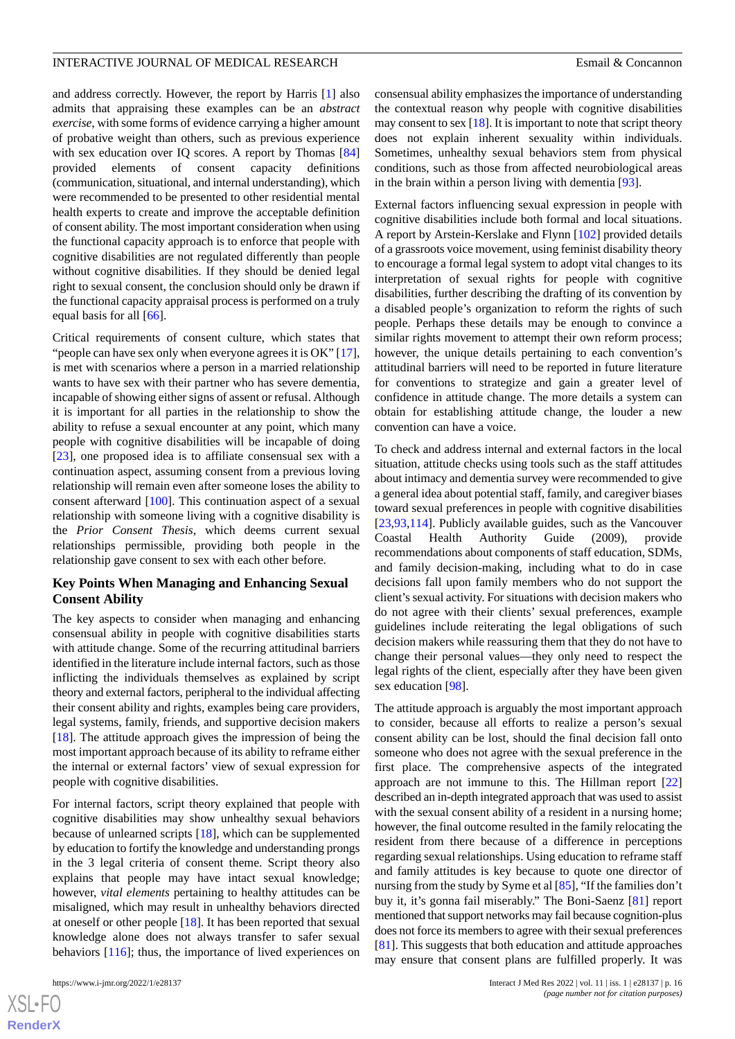and address correctly. However, the report by Harris [1] also admits that appraising these examples can be an *abstract exercise*, with some forms of evidence carrying a higher amount of probative weight than others, such as previous experience with sex education over IQ scores. A report by Thomas [84] provided elements of consent capacity definitions (communication, situational, and internal understanding), which were recommended to be presented to other residential mental health experts to create and improve the acceptable definition of consent ability. The most important consideration when using the functional capacity approach is to enforce that people with cognitive disabilities are not regulated differently than people without cognitive disabilities. If they should be denied legal right to sexual consent, the conclusion should only be drawn if the functional capacity appraisal process is performed on a truly equal basis for all [66].

Critical requirements of consent culture, which states that "people can have sex only when everyone agrees it is OK" [17], is met with scenarios where a person in a married relationship wants to have sex with their partner who has severe dementia, incapable of showing either signs of assent or refusal. Although it is important for all parties in the relationship to show the ability to refuse a sexual encounter at any point, which many people with cognitive disabilities will be incapable of doing [23], one proposed idea is to affiliate consensual sex with a continuation aspect, assuming consent from a previous loving relationship will remain even after someone loses the ability to consent afterward [100]. This continuation aspect of a sexual relationship with someone living with a cognitive disability is the *Prior Consent Thesis*, which deems current sexual relationships permissible, providing both people in the relationship gave consent to sex with each other before.

### Key Points When Managing and Enhancing Sexual Consent Ability

The key aspects to consider when managing and enhancing consensual ability in people with cognitive disabilities starts with attitude change. Some of the recurring attitudinal barriers identified in the literature include internal factors, such as those inflicting the individuals themselves as explained by script theory and external factors, peripheral to the individual affecting their consent ability and rights, examples being care providers, legal systems, family, friends, and supportive decision makers [18]. The attitude approach gives the impression of being the most important approach because of its ability to reframe either the internal or external factors' view of sexual expression for people with cognitive disabilities.

For internal factors, script theory explained that people with cognitive disabilities may show unhealthy sexual behaviors because of unlearned scripts [18], which can be supplemented by education to fortify the knowledge and understanding prongs in the 3 legal criteria of consent theme. Script theory also explains that people may have intact sexual knowledge; however, *vital elements* pertaining to healthy attitudes can be misaligned, which may result in unhealthy behaviors directed at oneself or other people [18]. It has been reported that sexual knowledge alone does not always transfer to safer sexual behaviors [116]; thus, the importance of lived experiences on consensual ability emphasizes the importance of understanding the contextual reason why people with cognitive disabilities may consent to sex [18]. It is important to note that script theory does not explain inherent sexuality within individuals. Sometimes, unhealthy sexual behaviors stem from physical conditions, such as those from affected neurobiological areas in the brain within a person living with dementia [93].

External factors influencing sexual expression in people with cognitive disabilities include both formal and local situations. A report by Arstein-Kerslake and Flynn [102] provided details of a grassroots voice movement, using feminist disability theory to encourage a formal legal system to adopt vital changes to its interpretation of sexual rights for people with cognitive disabilities, further describing the drafting of its convention by a disabled people's organization to reform the rights of such people. Perhaps these details may be enough to convince a similar rights movement to attempt their own reform process; however, the unique details pertaining to each convention's attitudinal barriers will need to be reported in future literature for conventions to strategize and gain a greater level of confidence in attitude change. The more details a system can obtain for establishing attitude change, the louder a new convention can have a voice.

To check and address internal and external factors in the local situation, attitude checks using tools such as the staff attitudes about intimacy and dementia survey were recommended to give a general idea about potential staff, family, and caregiver biases toward sexual preferences in people with cognitive disabilities [23,93,114]. Publicly available guides, such as the Vancouver Coastal Health Authority Guide (2009), provide recommendations about components of staff education, SDMs, and family decision-making, including what to do in case decisions fall upon family members who do not support the client's sexual activity. For situations with decision makers who do not agree with their clients' sexual preferences, example guidelines include reiterating the legal obligations of such decision makers while reassuring them that they do not have to change their personal values—they only need to respect the legal rights of the client, especially after they have been given sex education [98].

The attitude approach is arguably the most important approach to consider, because all efforts to realize a person's sexual consent ability can be lost, should the final decision fall onto someone who does not agree with the sexual preference in the first place. The comprehensive aspects of the integrated approach are not immune to this. The Hillman report [22] described an in-depth integrated approach that was used to assist with the sexual consent ability of a resident in a nursing home; however, the final outcome resulted in the family relocating the resident from there because of a difference in perceptions regarding sexual relationships. Using education to reframe staff and family attitudes is key because to quote one director of nursing from the study by Syme et al [85], "If the families don't buy it, it's gonna fail miserably." The Boni-Saenz [81] report mentioned that support networks may fail because cognition-plus does not force its members to agree with their sexual preferences [81]. This suggests that both education and attitude approaches may ensure that consent plans are fulfilled properly. It was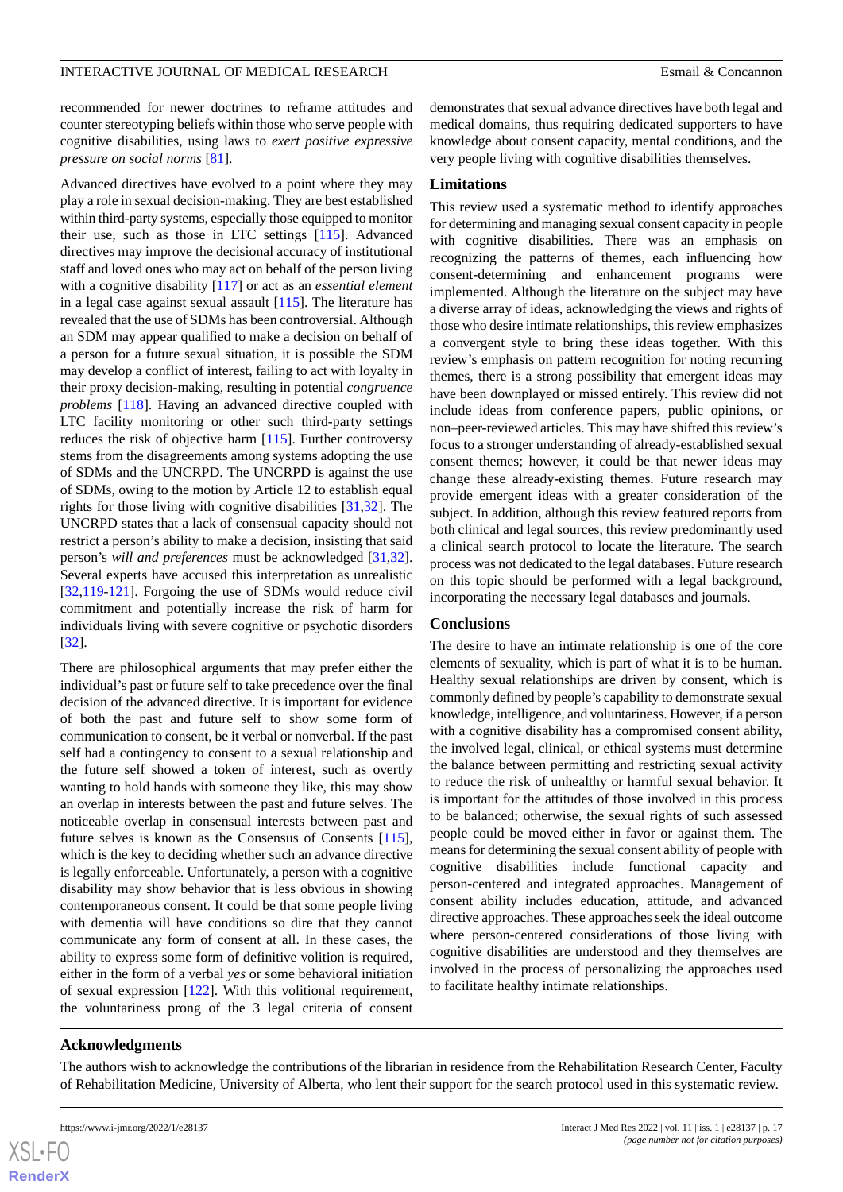recommended for newer doctrines to reframe attitudes and counter stereotyping beliefs within those who serve people with cognitive disabilities, using laws to *exert positive expressive pressure on social norms* [81].

Advanced directives have evolved to a point where they may play a role in sexual decision-making. They are best established within third-party systems, especially those equipped to monitor their use, such as those in LTC settings [115]. Advanced directives may improve the decisional accuracy of institutional staff and loved ones who may act on behalf of the person living with a cognitive disability [117] or act as an *essential element* in a legal case against sexual assault [115]. The literature has revealed that the use of SDMs has been controversial. Although an SDM may appear qualified to make a decision on behalf of a person for a future sexual situation, it is possible the SDM may develop a conflict of interest, failing to act with loyalty in their proxy decision-making, resulting in potential *congruence problems* [118]. Having an advanced directive coupled with LTC facility monitoring or other such third-party settings reduces the risk of objective harm [115]. Further controversy stems from the disagreements among systems adopting the use of SDMs and the UNCRPD. The UNCRPD is against the use of SDMs, owing to the motion by Article 12 to establish equal rights for those living with cognitive disabilities [31,32]. The UNCRPD states that a lack of consensual capacity should not restrict a person's ability to make a decision, insisting that said person's *will and preferences* must be acknowledged [31,32]. Several experts have accused this interpretation as unrealistic [32,119-121]. Forgoing the use of SDMs would reduce civil commitment and potentially increase the risk of harm for individuals living with severe cognitive or psychotic disorders [32].

There are philosophical arguments that may prefer either the individual's past or future self to take precedence over the final decision of the advanced directive. It is important for evidence of both the past and future self to show some form of communication to consent, be it verbal or nonverbal. If the past self had a contingency to consent to a sexual relationship and the future self showed a token of interest, such as overtly wanting to hold hands with someone they like, this may show an overlap in interests between the past and future selves. The noticeable overlap in consensual interests between past and future selves is known as the Consensus of Consents [115], which is the key to deciding whether such an advance directive is legally enforceable. Unfortunately, a person with a cognitive disability may show behavior that is less obvious in showing contemporaneous consent. It could be that some people living with dementia will have conditions so dire that they cannot communicate any form of consent at all. In these cases, the ability to express some form of definitive volition is required, either in the form of a verbal *yes* or some behavioral initiation of sexual expression [122]. With this volitional requirement, the voluntariness prong of the 3 legal criteria of consent demonstrates that sexual advance directives have both legal and medical domains, thus requiring dedicated supporters to have knowledge about consent capacity, mental conditions, and the very people living with cognitive disabilities themselves.

### Limitations

This review used a systematic method to identify approaches for determining and managing sexual consent capacity in people with cognitive disabilities. There was an emphasis on recognizing the patterns of themes, each influencing how consent-determining and enhancement programs were implemented. Although the literature on the subject may have a diverse array of ideas, acknowledging the views and rights of those who desire intimate relationships, this review emphasizes a convergent style to bring these ideas together. With this review's emphasis on pattern recognition for noting recurring themes, there is a strong possibility that emergent ideas may have been downplayed or missed entirely. This review did not include ideas from conference papers, public opinions, or non–peer-reviewed articles. This may have shifted this review's focus to a stronger understanding of already-established sexual consent themes; however, it could be that newer ideas may change these already-existing themes. Future research may provide emergent ideas with a greater consideration of the subject. In addition, although this review featured reports from both clinical and legal sources, this review predominantly used a clinical search protocol to locate the literature. The search process was not dedicated to the legal databases. Future research on this topic should be performed with a legal background, incorporating the necessary legal databases and journals.

### Conclusions

The desire to have an intimate relationship is one of the core elements of sexuality, which is part of what it is to be human. Healthy sexual relationships are driven by consent, which is commonly defined by people's capability to demonstrate sexual knowledge, intelligence, and voluntariness. However, if a person with a cognitive disability has a compromised consent ability, the involved legal, clinical, or ethical systems must determine the balance between permitting and restricting sexual activity to reduce the risk of unhealthy or harmful sexual behavior. It is important for the attitudes of those involved in this process to be balanced; otherwise, the sexual rights of such assessed people could be moved either in favor or against them. The means for determining the sexual consent ability of people with cognitive disabilities include functional capacity and person-centered and integrated approaches. Management of consent ability includes education, attitude, and advanced directive approaches. These approaches seek the ideal outcome where person-centered considerations of those living with cognitive disabilities are understood and they themselves are involved in the process of personalizing the approaches used to facilitate healthy intimate relationships.

## Acknowledgments

The authors wish to acknowledge the contributions of the librarian in residence from the Rehabilitation Research Center, Faculty of Rehabilitation Medicine, University of Alberta, who lent their support for the search protocol used in this systematic review.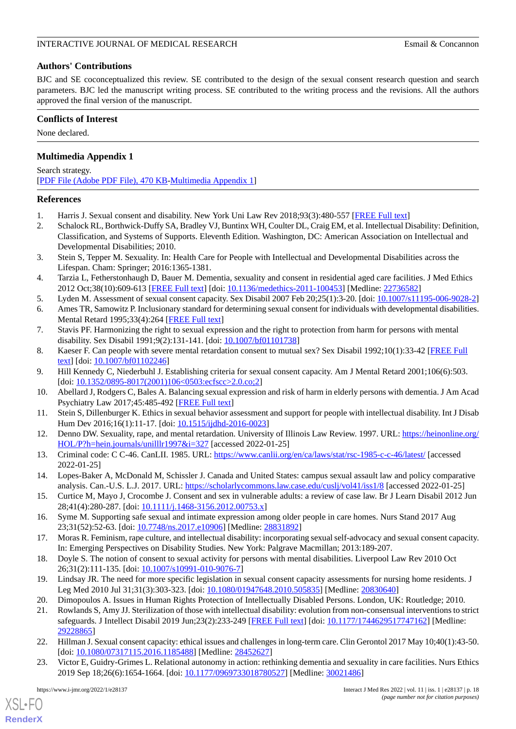## Authors' Contributions

BJC and SE coconceptualized this review. SE contributed to the design of the sexual consent research question and search parameters. BJC led the manuscript writing process. SE contributed to the writing process and the revisions. All the authors approved the final version of the manuscript.

## Conflicts of Interest

None declared.

## Multimedia Appendix 1

Search strategy.
[PDF File (Adobe PDF File), 470 KB-Multimedia Appendix 1]

## References

1. Harris J. Sexual consent and disability. New York Uni Law Rev 2018;93(3):480-557 [FREE Full text]
2. Schalock RL, Borthwick-Duffy SA, Bradley VJ, Buntinx WH, Coulter DL, Craig EM, et al. Intellectual Disability: Definition, Classification, and Systems of Supports. Eleventh Edition. Washington, DC: American Association on Intellectual and Developmental Disabilities; 2010.
3. Stein S, Tepper M. Sexuality. In: Health Care for People with Intellectual and Developmental Disabilities across the Lifespan. Cham: Springer; 2016:1365-1381.
4. Tarzia L, Fetherstonhaugh D, Bauer M. Dementia, sexuality and consent in residential aged care facilities. J Med Ethics 2012 Oct;38(10):609-613 [FREE Full text] [doi: 10.1136/medethics-2011-100453] [Medline: 22736582]
5. Lyden M. Assessment of sexual consent capacity. Sex Disabil 2007 Feb 20;25(1):3-20. [doi: 10.1007/s11195-006-9028-2]
6. Ames TR, Samowitz P. Inclusionary standard for determining sexual consent for individuals with developmental disabilities. Mental Retard 1995;33(4):264 [FREE Full text]
7. Stavis PF. Harmonizing the right to sexual expression and the right to protection from harm for persons with mental disability. Sex Disabil 1991;9(2):131-141. [doi: 10.1007/bf01101738]
8. Kaeser F. Can people with severe mental retardation consent to mutual sex? Sex Disabil 1992;10(1):33-42 [FREE Full text] [doi: 10.1007/bf01102246]
9. Hill Kennedy C, Niederbuhl J. Establishing criteria for sexual consent capacity. Am J Mental Retard 2001;106(6):503. [doi: 10.1352/0895-8017(2001)106<0503:ecfscc>2.0.co;2]
10. Abellard J, Rodgers C, Bales A. Balancing sexual expression and risk of harm in elderly persons with dementia. J Am Acad Psychiatry Law 2017;45:485-492 [FREE Full text]
11. Stein S, Dillenburger K. Ethics in sexual behavior assessment and support for people with intellectual disability. Int J Disab Hum Dev 2016;16(1):11-17. [doi: 10.1515/ijdhd-2016-0023]
12. Denno DW. Sexuality, rape, and mental retardation. University of Illinois Law Review. 1997. URL: https://heinonline.org/HOL/P?h=hein.journals/unilllr1997&i=327 [accessed 2022-01-25]
13. Criminal code: C C-46. CanLII. 1985. URL: https://www.canlii.org/en/ca/laws/stat/rsc-1985-c-c-46/latest/ [accessed 2022-01-25]
14. Lopes-Baker A, McDonald M, Schissler J. Canada and United States: campus sexual assault law and policy comparative analysis. Can.-U.S. L.J. 2017. URL: https://scholarlycommons.law.case.edu/cuslj/vol41/iss1/8 [accessed 2022-01-25]
15. Curtice M, Mayo J, Crocombe J. Consent and sex in vulnerable adults: a review of case law. Br J Learn Disabil 2012 Jun 28;41(4):280-287. [doi: 10.1111/j.1468-3156.2012.00753.x]
16. Syme M. Supporting safe sexual and intimate expression among older people in care homes. Nurs Stand 2017 Aug 23;31(52):52-63. [doi: 10.7748/ns.2017.e10906] [Medline: 28831892]
17. Moras R. Feminism, rape culture, and intellectual disability: incorporating sexual self-advocacy and sexual consent capacity. In: Emerging Perspectives on Disability Studies. New York: Palgrave Macmillan; 2013:189-207.
18. Doyle S. The notion of consent to sexual activity for persons with mental disabilities. Liverpool Law Rev 2010 Oct 26;31(2):111-135. [doi: 10.1007/s10991-010-9076-7]
19. Lindsay JR. The need for more specific legislation in sexual consent capacity assessments for nursing home residents. J Leg Med 2010 Jul 31;31(3):303-323. [doi: 10.1080/01947648.2010.505835] [Medline: 20830640]
20. Dimopoulos A. Issues in Human Rights Protection of Intellectually Disabled Persons. London, UK: Routledge; 2010.
21. Rowlands S, Amy JJ. Sterilization of those with intellectual disability: evolution from non-consensual interventions to strict safeguards. J Intellect Disabil 2019 Jun;23(2):233-249 [FREE Full text] [doi: 10.1177/1744629517747162] [Medline: 29228865]
22. Hillman J. Sexual consent capacity: ethical issues and challenges in long-term care. Clin Gerontol 2017 May 10;40(1):43-50. [doi: 10.1080/07317115.2016.1185488] [Medline: 28452627]
23. Victor E, Guidry-Grimes L. Relational autonomy in action: rethinking dementia and sexuality in care facilities. Nurs Ethics 2019 Sep 18;26(6):1654-1664. [doi: 10.1177/0969733018780527] [Medline: 30021486]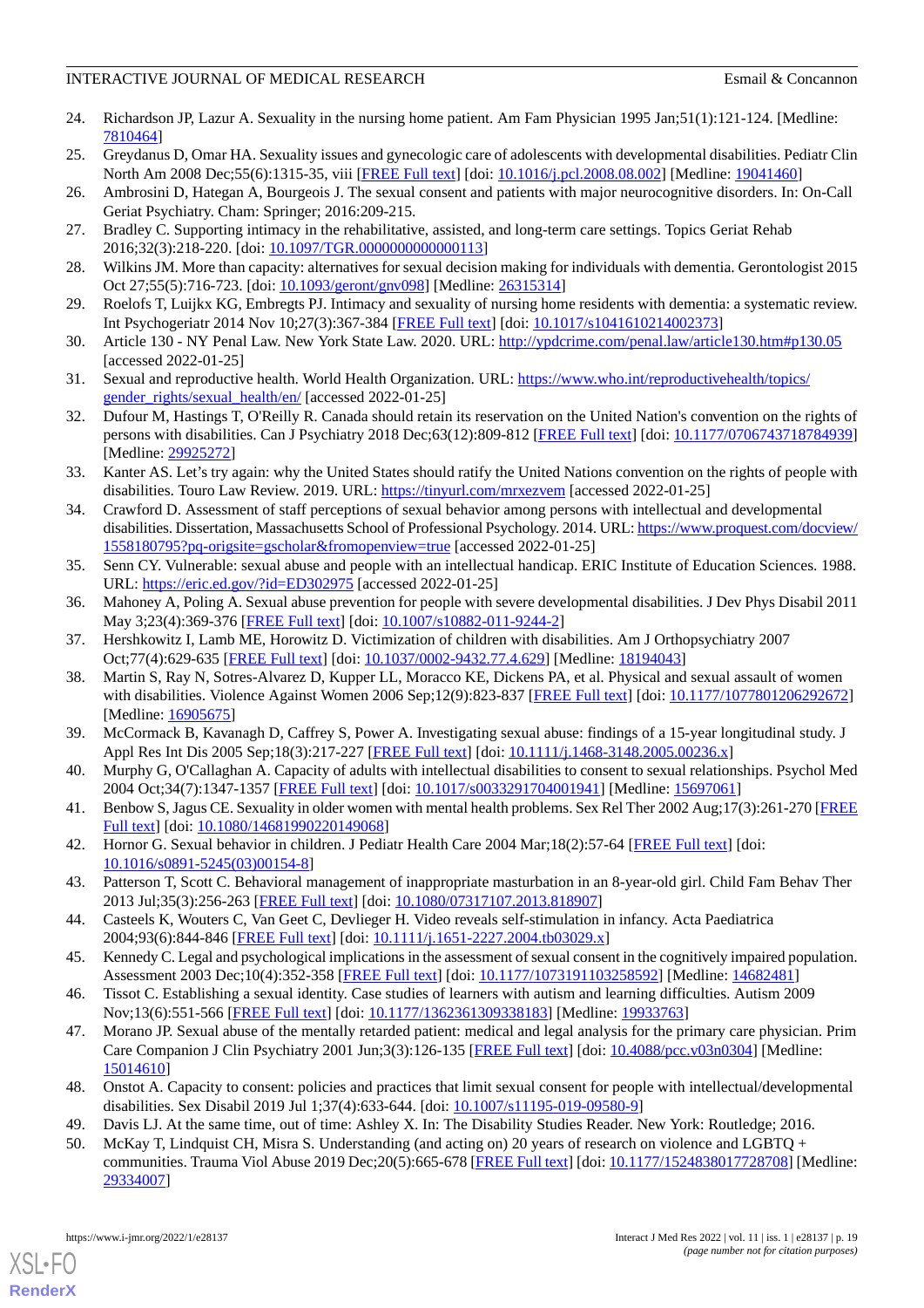24. Richardson JP, Lazur A. Sexuality in the nursing home patient. Am Fam Physician 1995 Jan;51(1):121-124. [Medline: 7810464]
25. Greydanus D, Omar HA. Sexuality issues and gynecologic care of adolescents with developmental disabilities. Pediatr Clin North Am 2008 Dec;55(6):1315-35, viii [FREE Full text] [doi: 10.1016/j.pcl.2008.08.002] [Medline: 19041460]
26. Ambrosini D, Hategan A, Bourgeois J. The sexual consent and patients with major neurocognitive disorders. In: On-Call Geriat Psychiatry. Cham: Springer; 2016:209-215.
27. Bradley C. Supporting intimacy in the rehabilitative, assisted, and long-term care settings. Topics Geriat Rehab 2016;32(3):218-220. [doi: 10.1097/TGR.0000000000000113]
28. Wilkins JM. More than capacity: alternatives for sexual decision making for individuals with dementia. Gerontologist 2015 Oct 27;55(5):716-723. [doi: 10.1093/geront/gnv098] [Medline: 26315314]
29. Roelofs T, Luijkx KG, Embregts PJ. Intimacy and sexuality of nursing home residents with dementia: a systematic review. Int Psychogeriatr 2014 Nov 10;27(3):367-384 [FREE Full text] [doi: 10.1017/s1041610214002373]
30. Article 130 - NY Penal Law. New York State Law. 2020. URL: http://ypdcrime.com/penal.law/article130.htm#p130.05 [accessed 2022-01-25]
31. Sexual and reproductive health. World Health Organization. URL: https://www.who.int/reproductivehealth/topics/gender_rights/sexual_health/en/ [accessed 2022-01-25]
32. Dufour M, Hastings T, O'Reilly R. Canada should retain its reservation on the United Nation's convention on the rights of persons with disabilities. Can J Psychiatry 2018 Dec;63(12):809-812 [FREE Full text] [doi: 10.1177/0706743718784939] [Medline: 29925272]
33. Kanter AS. Let's try again: why the United States should ratify the United Nations convention on the rights of people with disabilities. Touro Law Review. 2019. URL: https://tinyurl.com/mrxezvem [accessed 2022-01-25]
34. Crawford D. Assessment of staff perceptions of sexual behavior among persons with intellectual and developmental disabilities. Dissertation, Massachusetts School of Professional Psychology. 2014. URL: https://www.proquest.com/docview/1558180795?pq-origsite=gscholar&fromopenview=true [accessed 2022-01-25]
35. Senn CY. Vulnerable: sexual abuse and people with an intellectual handicap. ERIC Institute of Education Sciences. 1988. URL: https://eric.ed.gov/?id=ED302975 [accessed 2022-01-25]
36. Mahoney A, Poling A. Sexual abuse prevention for people with severe developmental disabilities. J Dev Phys Disabil 2011 May 3;23(4):369-376 [FREE Full text] [doi: 10.1007/s10882-011-9244-2]
37. Hershkowitz I, Lamb ME, Horowitz D. Victimization of children with disabilities. Am J Orthopsychiatry 2007 Oct;77(4):629-635 [FREE Full text] [doi: 10.1037/0002-9432.77.4.629] [Medline: 18194043]
38. Martin S, Ray N, Sotres-Alvarez D, Kupper LL, Moracco KE, Dickens PA, et al. Physical and sexual assault of women with disabilities. Violence Against Women 2006 Sep;12(9):823-837 [FREE Full text] [doi: 10.1177/1077801206292672] [Medline: 16905675]
39. McCormack B, Kavanagh D, Caffrey S, Power A. Investigating sexual abuse: findings of a 15-year longitudinal study. J Appl Res Int Dis 2005 Sep;18(3):217-227 [FREE Full text] [doi: 10.1111/j.1468-3148.2005.00236.x]
40. Murphy G, O'Callaghan A. Capacity of adults with intellectual disabilities to consent to sexual relationships. Psychol Med 2004 Oct;34(7):1347-1357 [FREE Full text] [doi: 10.1017/s0033291704001941] [Medline: 15697061]
41. Benbow S, Jagus CE. Sexuality in older women with mental health problems. Sex Rel Ther 2002 Aug;17(3):261-270 [FREE Full text] [doi: 10.1080/14681990220149068]
42. Hornor G. Sexual behavior in children. J Pediatr Health Care 2004 Mar;18(2):57-64 [FREE Full text] [doi: 10.1016/s0891-5245(03)00154-8]
43. Patterson T, Scott C. Behavioral management of inappropriate masturbation in an 8-year-old girl. Child Fam Behav Ther 2013 Jul;35(3):256-263 [FREE Full text] [doi: 10.1080/07317107.2013.818907]
44. Casteels K, Wouters C, Van Geet C, Devlieger H. Video reveals self-stimulation in infancy. Acta Paediatrica 2004;93(6):844-846 [FREE Full text] [doi: 10.1111/j.1651-2227.2004.tb03029.x]
45. Kennedy C. Legal and psychological implications in the assessment of sexual consent in the cognitively impaired population. Assessment 2003 Dec;10(4):352-358 [FREE Full text] [doi: 10.1177/1073191103258592] [Medline: 14682481]
46. Tissot C. Establishing a sexual identity. Case studies of learners with autism and learning difficulties. Autism 2009 Nov;13(6):551-566 [FREE Full text] [doi: 10.1177/1362361309338183] [Medline: 19933763]
47. Morano JP. Sexual abuse of the mentally retarded patient: medical and legal analysis for the primary care physician. Prim Care Companion J Clin Psychiatry 2001 Jun;3(3):126-135 [FREE Full text] [doi: 10.4088/pcc.v03n0304] [Medline: 15014610]
48. Onstot A. Capacity to consent: policies and practices that limit sexual consent for people with intellectual/developmental disabilities. Sex Disabil 2019 Jul 1;37(4):633-644. [doi: 10.1007/s11195-019-09580-9]
49. Davis LJ. At the same time, out of time: Ashley X. In: The Disability Studies Reader. New York: Routledge; 2016.
50. McKay T, Lindquist CH, Misra S. Understanding (and acting on) 20 years of research on violence and LGBTQ + communities. Trauma Viol Abuse 2019 Dec;20(5):665-678 [FREE Full text] [doi: 10.1177/1524838017728708] [Medline: 29334007]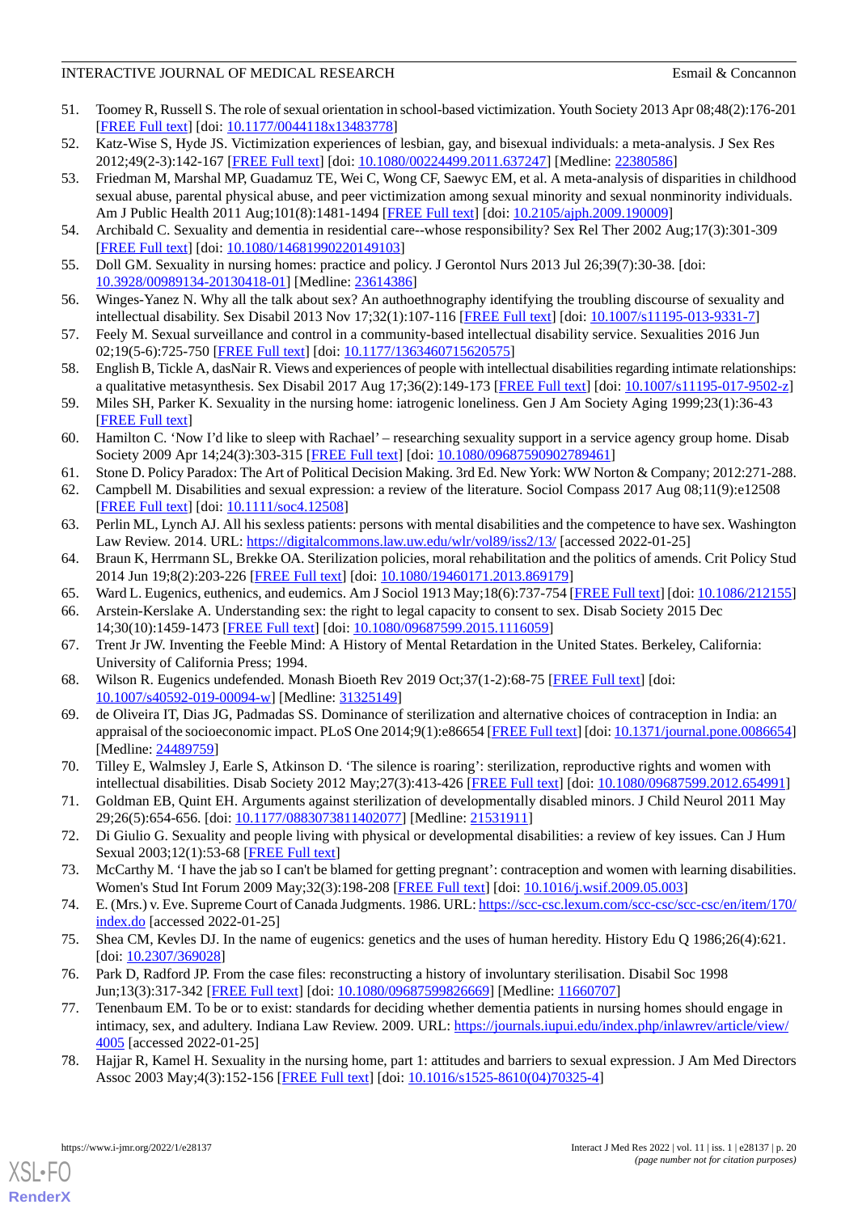51. Toomey R, Russell S. The role of sexual orientation in school-based victimization. Youth Society 2013 Apr 08;48(2):176-201 [FREE Full text] [doi: 10.1177/0044118x13483778]
52. Katz-Wise S, Hyde JS. Victimization experiences of lesbian, gay, and bisexual individuals: a meta-analysis. J Sex Res 2012;49(2-3):142-167 [FREE Full text] [doi: 10.1080/00224499.2011.637247] [Medline: 22380586]
53. Friedman M, Marshal MP, Guadamuz TE, Wei C, Wong CF, Saewyc EM, et al. A meta-analysis of disparities in childhood sexual abuse, parental physical abuse, and peer victimization among sexual minority and sexual nonminority individuals. Am J Public Health 2011 Aug;101(8):1481-1494 [FREE Full text] [doi: 10.2105/ajph.2009.190009]
54. Archibald C. Sexuality and dementia in residential care--whose responsibility? Sex Rel Ther 2002 Aug;17(3):301-309 [FREE Full text] [doi: 10.1080/14681990220149103]
55. Doll GM. Sexuality in nursing homes: practice and policy. J Gerontol Nurs 2013 Jul 26;39(7):30-38. [doi: 10.3928/00989134-20130418-01] [Medline: 23614386]
56. Winges-Yanez N. Why all the talk about sex? An authoethnography identifying the troubling discourse of sexuality and intellectual disability. Sex Disabil 2013 Nov 17;32(1):107-116 [FREE Full text] [doi: 10.1007/s11195-013-9331-7]
57. Feely M. Sexual surveillance and control in a community-based intellectual disability service. Sexualities 2016 Jun 02;19(5-6):725-750 [FREE Full text] [doi: 10.1177/1363460715620575]
58. English B, Tickle A, dasNair R. Views and experiences of people with intellectual disabilities regarding intimate relationships: a qualitative metasynthesis. Sex Disabil 2017 Aug 17;36(2):149-173 [FREE Full text] [doi: 10.1007/s11195-017-9502-z]
59. Miles SH, Parker K. Sexuality in the nursing home: iatrogenic loneliness. Gen J Am Society Aging 1999;23(1):36-43 [FREE Full text]
60. Hamilton C. 'Now I'd like to sleep with Rachael' – researching sexuality support in a service agency group home. Disab Society 2009 Apr 14;24(3):303-315 [FREE Full text] [doi: 10.1080/09687590902789461]
61. Stone D. Policy Paradox: The Art of Political Decision Making. 3rd Ed. New York: WW Norton & Company; 2012:271-288.
62. Campbell M. Disabilities and sexual expression: a review of the literature. Sociol Compass 2017 Aug 08;11(9):e12508 [FREE Full text] [doi: 10.1111/soc4.12508]
63. Perlin ML, Lynch AJ. All his sexless patients: persons with mental disabilities and the competence to have sex. Washington Law Review. 2014. URL: https://digitalcommons.law.uw.edu/wlr/vol89/iss2/13/ [accessed 2022-01-25]
64. Braun K, Herrmann SL, Brekke OA. Sterilization policies, moral rehabilitation and the politics of amends. Crit Policy Stud 2014 Jun 19;8(2):203-226 [FREE Full text] [doi: 10.1080/19460171.2013.869179]
65. Ward L. Eugenics, euthenics, and eudemics. Am J Sociol 1913 May;18(6):737-754 [FREE Full text] [doi: 10.1086/212155]
66. Arstein-Kerslake A. Understanding sex: the right to legal capacity to consent to sex. Disab Society 2015 Dec 14;30(10):1459-1473 [FREE Full text] [doi: 10.1080/09687599.2015.1116059]
67. Trent Jr JW. Inventing the Feeble Mind: A History of Mental Retardation in the United States. Berkeley, California: University of California Press; 1994.
68. Wilson R. Eugenics undefended. Monash Bioeth Rev 2019 Oct;37(1-2):68-75 [FREE Full text] [doi: 10.1007/s40592-019-00094-w] [Medline: 31325149]
69. de Oliveira IT, Dias JG, Padmadas SS. Dominance of sterilization and alternative choices of contraception in India: an appraisal of the socioeconomic impact. PLoS One 2014;9(1):e86654 [FREE Full text] [doi: 10.1371/journal.pone.0086654] [Medline: 24489759]
70. Tilley E, Walmsley J, Earle S, Atkinson D. 'The silence is roaring': sterilization, reproductive rights and women with intellectual disabilities. Disab Society 2012 May;27(3):413-426 [FREE Full text] [doi: 10.1080/09687599.2012.654991]
71. Goldman EB, Quint EH. Arguments against sterilization of developmentally disabled minors. J Child Neurol 2011 May 29;26(5):654-656. [doi: 10.1177/0883073811402077] [Medline: 21531911]
72. Di Giulio G. Sexuality and people living with physical or developmental disabilities: a review of key issues. Can J Hum Sexual 2003;12(1):53-68 [FREE Full text]
73. McCarthy M. 'I have the jab so I can't be blamed for getting pregnant': contraception and women with learning disabilities. Women's Stud Int Forum 2009 May;32(3):198-208 [FREE Full text] [doi: 10.1016/j.wsif.2009.05.003]
74. E. (Mrs.) v. Eve. Supreme Court of Canada Judgments. 1986. URL: https://scc-csc.lexum.com/scc-csc/scc-csc/en/item/170/index.do [accessed 2022-01-25]
75. Shea CM, Kevles DJ. In the name of eugenics: genetics and the uses of human heredity. History Edu Q 1986;26(4):621. [doi: 10.2307/369028]
76. Park D, Radford JP. From the case files: reconstructing a history of involuntary sterilisation. Disabil Soc 1998 Jun;13(3):317-342 [FREE Full text] [doi: 10.1080/09687599826669] [Medline: 11660707]
77. Tenenbaum EM. To be or to exist: standards for deciding whether dementia patients in nursing homes should engage in intimacy, sex, and adultery. Indiana Law Review. 2009. URL: https://journals.iupui.edu/index.php/inlawrev/article/view/4005 [accessed 2022-01-25]
78. Hajjar R, Kamel H. Sexuality in the nursing home, part 1: attitudes and barriers to sexual expression. J Am Med Directors Assoc 2003 May;4(3):152-156 [FREE Full text] [doi: 10.1016/s1525-8610(04)70325-4]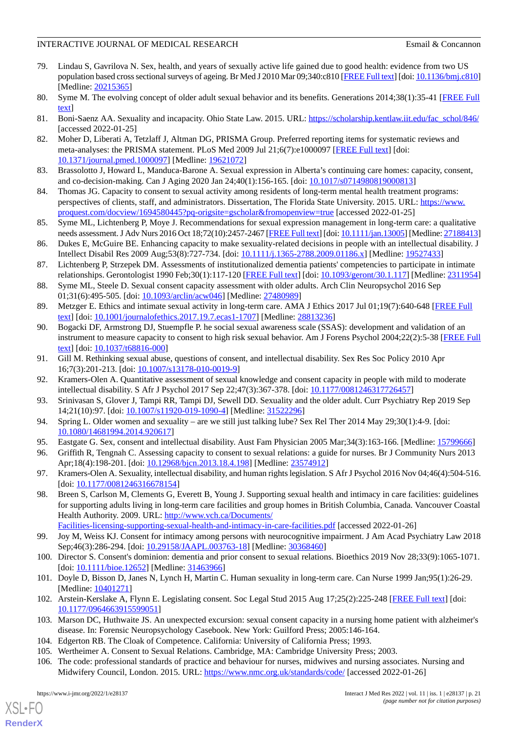79. Lindau S, Gavrilova N. Sex, health, and years of sexually active life gained due to good health: evidence from two US population based cross sectional surveys of ageing. Br Med J 2010 Mar 09;340:c810 [FREE Full text] [doi: 10.1136/bmj.c810] [Medline: 20215365]
80. Syme M. The evolving concept of older adult sexual behavior and its benefits. Generations 2014;38(1):35-41 [FREE Full text]
81. Boni-Saenz AA. Sexuality and incapacity. Ohio State Law. 2015. URL: https://scholarship.kentlaw.iit.edu/fac_schol/846/ [accessed 2022-01-25]
82. Moher D, Liberati A, Tetzlaff J, Altman DG, PRISMA Group. Preferred reporting items for systematic reviews and meta-analyses: the PRISMA statement. PLoS Med 2009 Jul 21;6(7):e1000097 [FREE Full text] [doi: 10.1371/journal.pmed.1000097] [Medline: 19621072]
83. Brassolotto J, Howard L, Manduca-Barone A. Sexual expression in Alberta's continuing care homes: capacity, consent, and co-decision-making. Can J Aging 2020 Jan 24;40(1):156-165. [doi: 10.1017/s0714980819000813]
84. Thomas JG. Capacity to consent to sexual activity among residents of long-term mental health treatment programs: perspectives of clients, staff, and administrators. Dissertation, The Florida State University. 2015. URL: https://www.proquest.com/docview/1694580445?pq-origsite=gscholar&fromopenview=true [accessed 2022-01-25]
85. Syme ML, Lichtenberg P, Moye J. Recommendations for sexual expression management in long-term care: a qualitative needs assessment. J Adv Nurs 2016 Oct 18;72(10):2457-2467 [FREE Full text] [doi: 10.1111/jan.13005] [Medline: 27188413]
86. Dukes E, McGuire BE. Enhancing capacity to make sexuality-related decisions in people with an intellectual disability. J Intellect Disabil Res 2009 Aug;53(8):727-734. [doi: 10.1111/j.1365-2788.2009.01186.x] [Medline: 19527433]
87. Lichtenberg P, Strzepek DM. Assessments of institutionalized dementia patients' competencies to participate in intimate relationships. Gerontologist 1990 Feb;30(1):117-120 [FREE Full text] [doi: 10.1093/geront/30.1.117] [Medline: 2311954]
88. Syme ML, Steele D. Sexual consent capacity assessment with older adults. Arch Clin Neuropsychol 2016 Sep 01;31(6):495-505. [doi: 10.1093/arclin/acw046] [Medline: 27480989]
89. Metzger E. Ethics and intimate sexual activity in long-term care. AMA J Ethics 2017 Jul 01;19(7):640-648 [FREE Full text] [doi: 10.1001/journalofethics.2017.19.7.ecas1-1707] [Medline: 28813236]
90. Bogacki DF, Armstrong DJ, Stuempfle P. he social sexual awareness scale (SSAS): development and validation of an instrument to measure capacity to consent to high risk sexual behavior. Am J Forens Psychol 2004;22(2):5-38 [FREE Full text] [doi: 10.1037/t68816-000]
91. Gill M. Rethinking sexual abuse, questions of consent, and intellectual disability. Sex Res Soc Policy 2010 Apr 16;7(3):201-213. [doi: 10.1007/s13178-010-0019-9]
92. Kramers-Olen A. Quantitative assessment of sexual knowledge and consent capacity in people with mild to moderate intellectual disability. S Afr J Psychol 2017 Sep 22;47(3):367-378. [doi: 10.1177/0081246317726457]
93. Srinivasan S, Glover J, Tampi RR, Tampi DJ, Sewell DD. Sexuality and the older adult. Curr Psychiatry Rep 2019 Sep 14;21(10):97. [doi: 10.1007/s11920-019-1090-4] [Medline: 31522296]
94. Spring L. Older women and sexuality – are we still just talking lube? Sex Rel Ther 2014 May 29;30(1):4-9. [doi: 10.1080/14681994.2014.920617]
95. Eastgate G. Sex, consent and intellectual disability. Aust Fam Physician 2005 Mar;34(3):163-166. [Medline: 15799666]
96. Griffith R, Tengnah C. Assessing capacity to consent to sexual relations: a guide for nurses. Br J Community Nurs 2013 Apr;18(4):198-201. [doi: 10.12968/bjcn.2013.18.4.198] [Medline: 23574912]
97. Kramers-Olen A. Sexuality, intellectual disability, and human rights legislation. S Afr J Psychol 2016 Nov 04;46(4):504-516. [doi: 10.1177/0081246316678154]
98. Breen S, Carlson M, Clements G, Everett B, Young J. Supporting sexual health and intimacy in care facilities: guidelines for supporting adults living in long-term care facilities and group homes in British Columbia, Canada. Vancouver Coastal Health Authority. 2009. URL: http://www.vch.ca/Documents/Facilities-licensing-supporting-sexual-health-and-intimacy-in-care-facilities.pdf [accessed 2022-01-26]
99. Joy M, Weiss KJ. Consent for intimacy among persons with neurocognitive impairment. J Am Acad Psychiatry Law 2018 Sep;46(3):286-294. [doi: 10.29158/JAAPL.003763-18] [Medline: 30368460]
100. Director S. Consent's dominion: dementia and prior consent to sexual relations. Bioethics 2019 Nov 28;33(9):1065-1071. [doi: 10.1111/bioe.12652] [Medline: 31463966]
101. Doyle D, Bisson D, Janes N, Lynch H, Martin C. Human sexuality in long-term care. Can Nurse 1999 Jan;95(1):26-29. [Medline: 10401271]
102. Arstein-Kerslake A, Flynn E. Legislating consent. Soc Legal Stud 2015 Aug 17;25(2):225-248 [FREE Full text] [doi: 10.1177/0964663915599051]
103. Marson DC, Huthwaite JS. An unexpected excursion: sexual consent capacity in a nursing home patient with alzheimer's disease. In: Forensic Neuropsychology Casebook. New York: Guilford Press; 2005:146-164.
104. Edgerton RB. The Cloak of Competence. California: University of California Press; 1993.
105. Wertheimer A. Consent to Sexual Relations. Cambridge, MA: Cambridge University Press; 2003.
106. The code: professional standards of practice and behaviour for nurses, midwives and nursing associates. Nursing and Midwifery Council, London. 2015. URL: https://www.nmc.org.uk/standards/code/ [accessed 2022-01-26]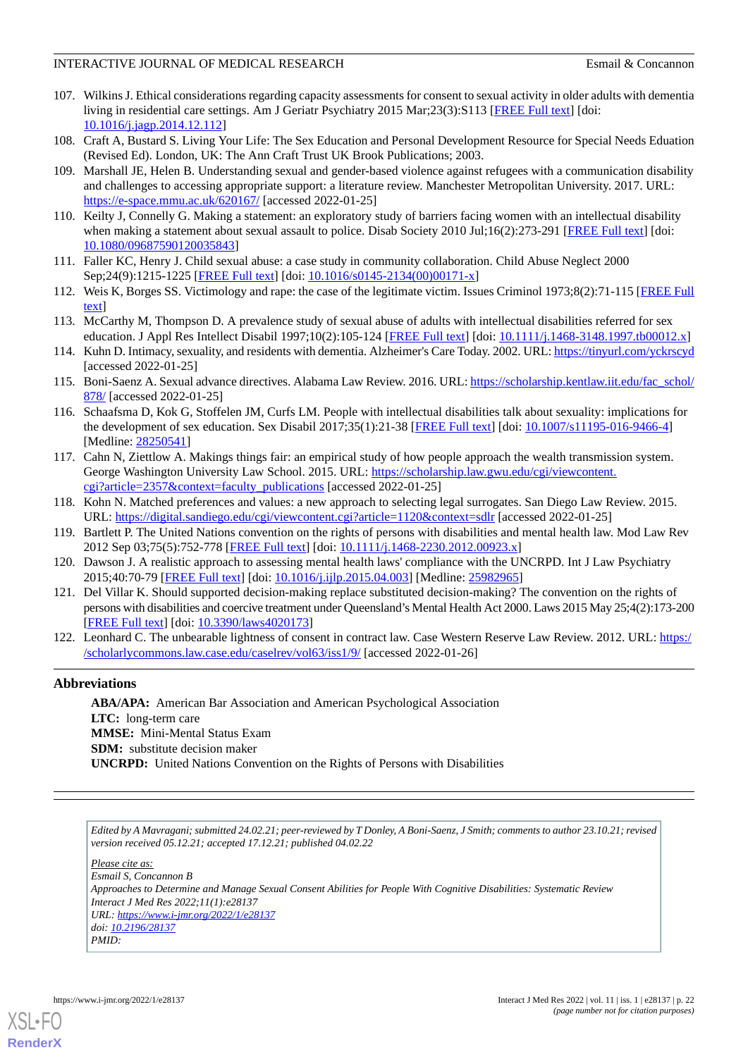107. Wilkins J. Ethical considerations regarding capacity assessments for consent to sexual activity in older adults with dementia living in residential care settings. Am J Geriatr Psychiatry 2015 Mar;23(3):S113 [FREE Full text] [doi: 10.1016/j.jagp.2014.12.112]
108. Craft A, Bustard S. Living Your Life: The Sex Education and Personal Development Resource for Special Needs Eduation (Revised Ed). London, UK: The Ann Craft Trust UK Brook Publications; 2003.
109. Marshall JE, Helen B. Understanding sexual and gender-based violence against refugees with a communication disability and challenges to accessing appropriate support: a literature review. Manchester Metropolitan University. 2017. URL: https://e-space.mmu.ac.uk/620167/ [accessed 2022-01-25]
110. Keilty J, Connelly G. Making a statement: an exploratory study of barriers facing women with an intellectual disability when making a statement about sexual assault to police. Disab Society 2010 Jul;16(2):273-291 [FREE Full text] [doi: 10.1080/09687590120035843]
111. Faller KC, Henry J. Child sexual abuse: a case study in community collaboration. Child Abuse Neglect 2000 Sep;24(9):1215-1225 [FREE Full text] [doi: 10.1016/s0145-2134(00)00171-x]
112. Weis K, Borges SS. Victimology and rape: the case of the legitimate victim. Issues Criminol 1973;8(2):71-115 [FREE Full text]
113. McCarthy M, Thompson D. A prevalence study of sexual abuse of adults with intellectual disabilities referred for sex education. J Appl Res Intellect Disabil 1997;10(2):105-124 [FREE Full text] [doi: 10.1111/j.1468-3148.1997.tb00012.x]
114. Kuhn D. Intimacy, sexuality, and residents with dementia. Alzheimer's Care Today. 2002. URL: https://tinyurl.com/yckrscyd [accessed 2022-01-25]
115. Boni-Saenz A. Sexual advance directives. Alabama Law Review. 2016. URL: https://scholarship.kentlaw.iit.edu/fac_schol/878/ [accessed 2022-01-25]
116. Schaafsma D, Kok G, Stoffelen JM, Curfs LM. People with intellectual disabilities talk about sexuality: implications for the development of sex education. Sex Disabil 2017;35(1):21-38 [FREE Full text] [doi: 10.1007/s11195-016-9466-4] [Medline: 28250541]
117. Cahn N, Ziettlow A. Makings things fair: an empirical study of how people approach the wealth transmission system. George Washington University Law School. 2015. URL: https://scholarship.law.gwu.edu/cgi/viewcontent.cgi?article=2357&context=faculty_publications [accessed 2022-01-25]
118. Kohn N. Matched preferences and values: a new approach to selecting legal surrogates. San Diego Law Review. 2015. URL: https://digital.sandiego.edu/cgi/viewcontent.cgi?article=1120&context=sdlr [accessed 2022-01-25]
119. Bartlett P. The United Nations convention on the rights of persons with disabilities and mental health law. Mod Law Rev 2012 Sep 03;75(5):752-778 [FREE Full text] [doi: 10.1111/j.1468-2230.2012.00923.x]
120. Dawson J. A realistic approach to assessing mental health laws' compliance with the UNCRPD. Int J Law Psychiatry 2015;40:70-79 [FREE Full text] [doi: 10.1016/j.ijlp.2015.04.003] [Medline: 25982965]
121. Del Villar K. Should supported decision-making replace substituted decision-making? The convention on the rights of persons with disabilities and coercive treatment under Queensland's Mental Health Act 2000. Laws 2015 May 25;4(2):173-200 [FREE Full text] [doi: 10.3390/laws4020173]
122. Leonhard C. The unbearable lightness of consent in contract law. Case Western Reserve Law Review. 2012. URL: https://scholarlycommons.law.case.edu/caselrev/vol63/iss1/9/ [accessed 2022-01-26]

## Abbreviations

**ABA/APA:** American Bar Association and American Psychological Association
**LTC:** long-term care
**MMSE:** Mini-Mental Status Exam
**SDM:** substitute decision maker
**UNCRPD:** United Nations Convention on the Rights of Persons with Disabilities

*Edited by A Mavragani; submitted 24.02.21; peer-reviewed by T Donley, A Boni-Saenz, J Smith; comments to author 23.10.21; revised version received 05.12.21; accepted 17.12.21; published 04.02.22*

*Please cite as:*
*Esmail S, Concannon B*
*Approaches to Determine and Manage Sexual Consent Abilities for People With Cognitive Disabilities: Systematic Review*
*Interact J Med Res 2022;11(1):e28137*
*URL: https://www.i-jmr.org/2022/1/e28137*
*doi: 10.2196/28137*
*PMID:*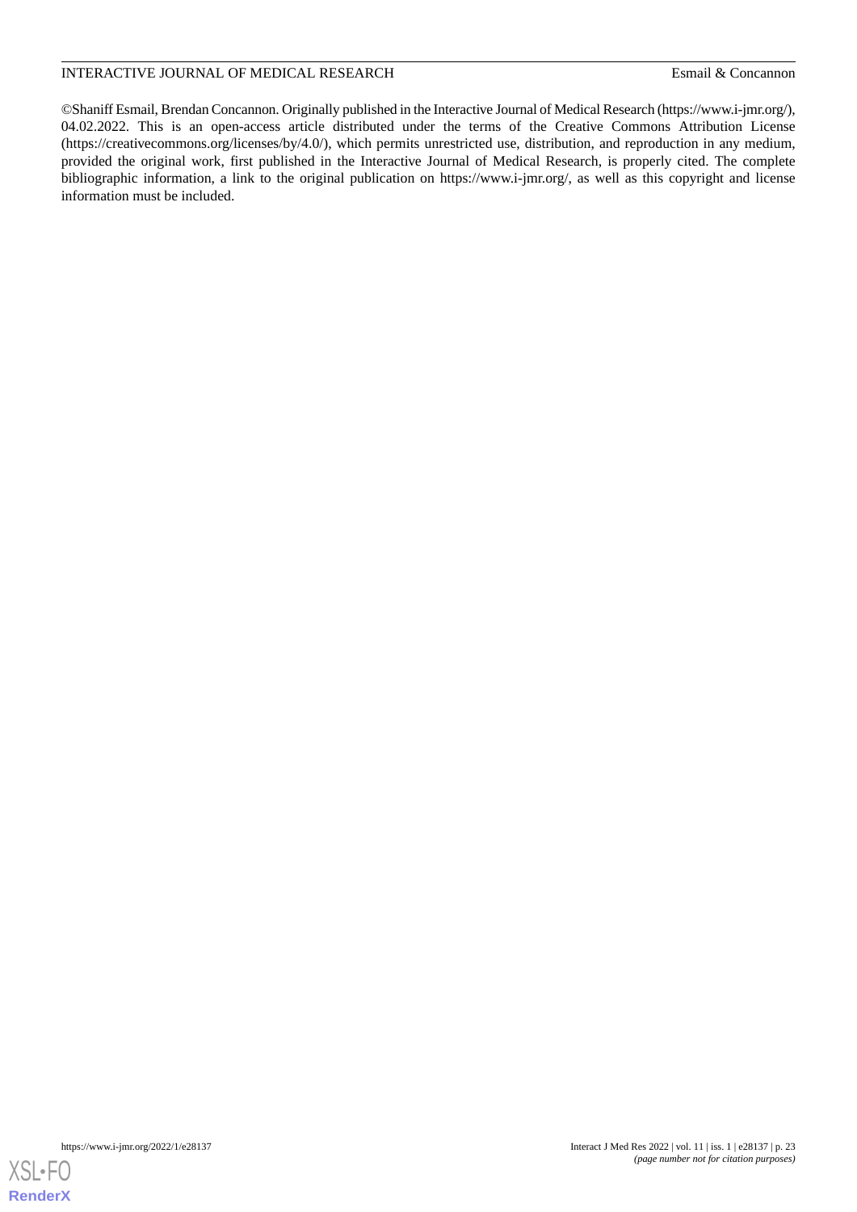©Shaniff Esmail, Brendan Concannon. Originally published in the Interactive Journal of Medical Research (https://www.i-jmr.org/), 04.02.2022. This is an open-access article distributed under the terms of the Creative Commons Attribution License (https://creativecommons.org/licenses/by/4.0/), which permits unrestricted use, distribution, and reproduction in any medium, provided the original work, first published in the Interactive Journal of Medical Research, is properly cited. The complete bibliographic information, a link to the original publication on https://www.i-jmr.org/, as well as this copyright and license information must be included.